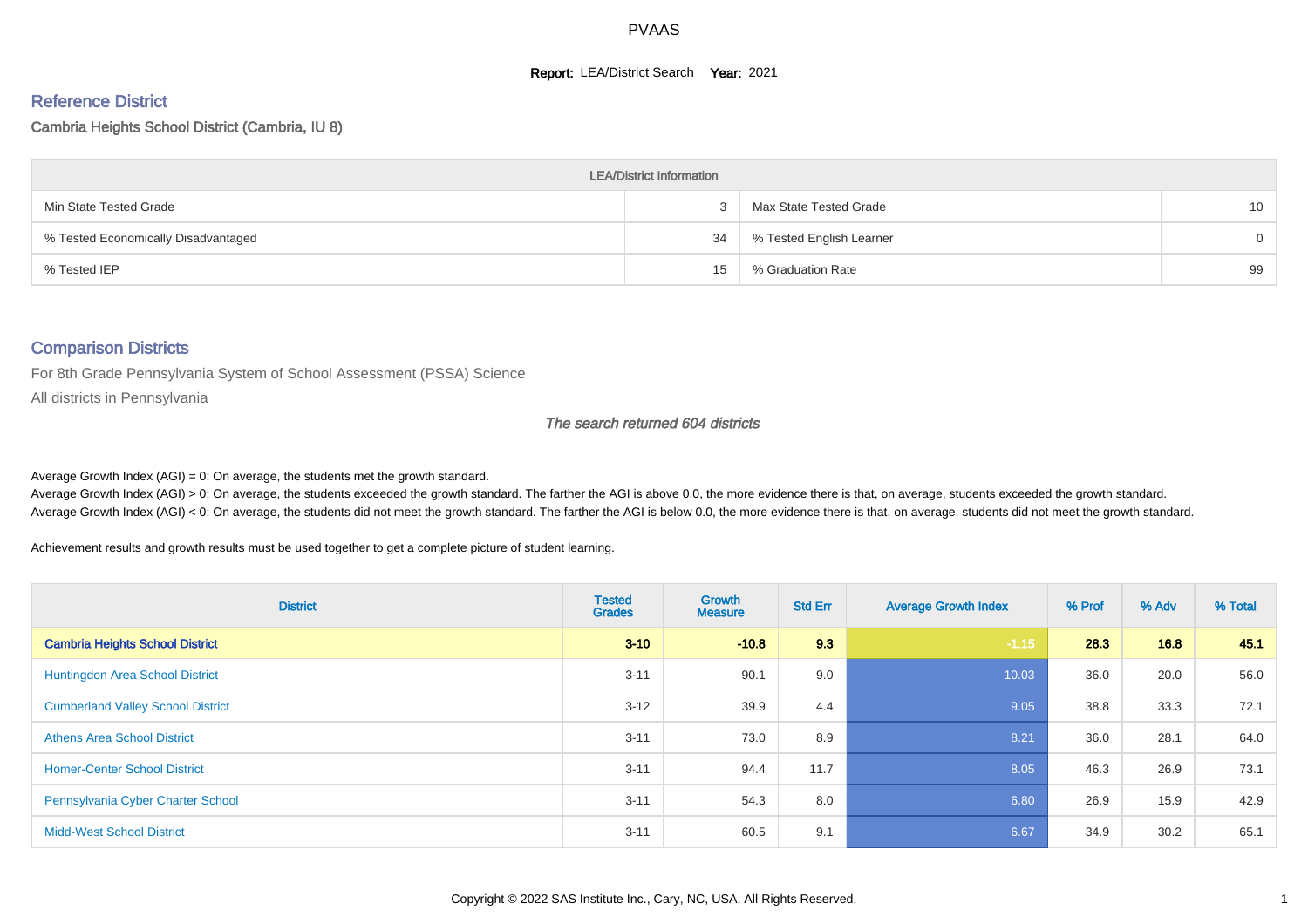# PVAAS

**Report:** LEA/District Search **Year:** 2021

## Reference District

Cambria Heights School District (Cambria, IU 8)

| LEA/District Information | | | |
|---|---|---|---|
| Min State Tested Grade | 3 | Max State Tested Grade | 10 |
| % Tested Economically Disadvantaged | 34 | % Tested English Learner | 0 |
| % Tested IEP | 15 | % Graduation Rate | 99 |

## Comparison Districts

For 8th Grade Pennsylvania System of School Assessment (PSSA) Science

All districts in Pennsylvania

*The search returned 604 districts*

Average Growth Index (AGI) = 0: On average, the students met the growth standard.

Average Growth Index (AGI) > 0: On average, the students exceeded the growth standard. The farther the AGI is above 0.0, the more evidence there is that, on average, students exceeded the growth standard.

Average Growth Index (AGI) < 0: On average, the students did not meet the growth standard. The farther the AGI is below 0.0, the more evidence there is that, on average, students did not meet the growth standard.

Achievement results and growth results must be used together to get a complete picture of student learning.

| District | Tested Grades | Growth Measure | Std Err | Average Growth Index | % Prof | % Adv | % Total |
|---|---|---|---|---|---|---|---|
| **Cambria Heights School District** | **3-10** | **-10.8** | **9.3** | **-1.15** | **28.3** | **16.8** | **45.1** |
| Huntingdon Area School District | 3-11 | 90.1 | 9.0 | 10.03 | 36.0 | 20.0 | 56.0 |
| Cumberland Valley School District | 3-12 | 39.9 | 4.4 | 9.05 | 38.8 | 33.3 | 72.1 |
| Athens Area School District | 3-11 | 73.0 | 8.9 | 8.21 | 36.0 | 28.1 | 64.0 |
| Homer-Center School District | 3-11 | 94.4 | 11.7 | 8.05 | 46.3 | 26.9 | 73.1 |
| Pennsylvania Cyber Charter School | 3-11 | 54.3 | 8.0 | 6.80 | 26.9 | 15.9 | 42.9 |
| Midd-West School District | 3-11 | 60.5 | 9.1 | 6.67 | 34.9 | 30.2 | 65.1 |

Copyright © 2022 SAS Institute Inc., Cary, NC, USA. All Rights Reserved.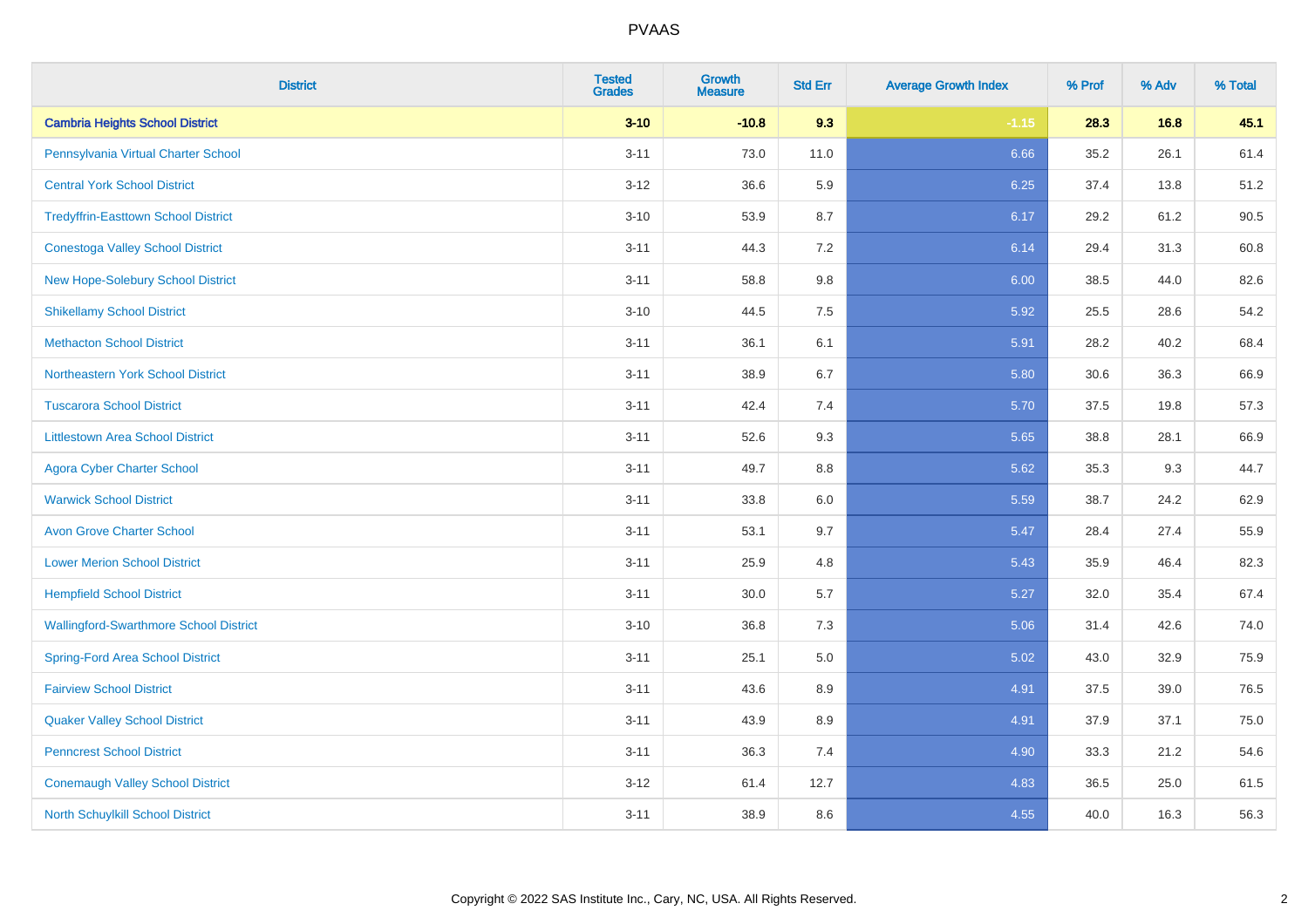# PVAAS

| District | Tested Grades | Growth Measure | Std Err | Average Growth Index | % Prof | % Adv | % Total |
|---|---|---|---|---|---|---|---|
| **Cambria Heights School District** | **3-10** | **-10.8** | **9.3** | **-1.15** | **28.3** | **16.8** | **45.1** |
| Pennsylvania Virtual Charter School | 3-11 | 73.0 | 11.0 | 6.66 | 35.2 | 26.1 | 61.4 |
| Central York School District | 3-12 | 36.6 | 5.9 | 6.25 | 37.4 | 13.8 | 51.2 |
| Tredyffrin-Easttown School District | 3-10 | 53.9 | 8.7 | 6.17 | 29.2 | 61.2 | 90.5 |
| Conestoga Valley School District | 3-11 | 44.3 | 7.2 | 6.14 | 29.4 | 31.3 | 60.8 |
| New Hope-Solebury School District | 3-11 | 58.8 | 9.8 | 6.00 | 38.5 | 44.0 | 82.6 |
| Shikellamy School District | 3-10 | 44.5 | 7.5 | 5.92 | 25.5 | 28.6 | 54.2 |
| Methacton School District | 3-11 | 36.1 | 6.1 | 5.91 | 28.2 | 40.2 | 68.4 |
| Northeastern York School District | 3-11 | 38.9 | 6.7 | 5.80 | 30.6 | 36.3 | 66.9 |
| Tuscarora School District | 3-11 | 42.4 | 7.4 | 5.70 | 37.5 | 19.8 | 57.3 |
| Littlestown Area School District | 3-11 | 52.6 | 9.3 | 5.65 | 38.8 | 28.1 | 66.9 |
| Agora Cyber Charter School | 3-11 | 49.7 | 8.8 | 5.62 | 35.3 | 9.3 | 44.7 |
| Warwick School District | 3-11 | 33.8 | 6.0 | 5.59 | 38.7 | 24.2 | 62.9 |
| Avon Grove Charter School | 3-11 | 53.1 | 9.7 | 5.47 | 28.4 | 27.4 | 55.9 |
| Lower Merion School District | 3-11 | 25.9 | 4.8 | 5.43 | 35.9 | 46.4 | 82.3 |
| Hempfield School District | 3-11 | 30.0 | 5.7 | 5.27 | 32.0 | 35.4 | 67.4 |
| Wallingford-Swarthmore School District | 3-10 | 36.8 | 7.3 | 5.06 | 31.4 | 42.6 | 74.0 |
| Spring-Ford Area School District | 3-11 | 25.1 | 5.0 | 5.02 | 43.0 | 32.9 | 75.9 |
| Fairview School District | 3-11 | 43.6 | 8.9 | 4.91 | 37.5 | 39.0 | 76.5 |
| Quaker Valley School District | 3-11 | 43.9 | 8.9 | 4.91 | 37.9 | 37.1 | 75.0 |
| Penncrest School District | 3-11 | 36.3 | 7.4 | 4.90 | 33.3 | 21.2 | 54.6 |
| Conemaugh Valley School District | 3-12 | 61.4 | 12.7 | 4.83 | 36.5 | 25.0 | 61.5 |
| North Schuylkill School District | 3-11 | 38.9 | 8.6 | 4.55 | 40.0 | 16.3 | 56.3 |

Copyright © 2022 SAS Institute Inc., Cary, NC, USA. All Rights Reserved.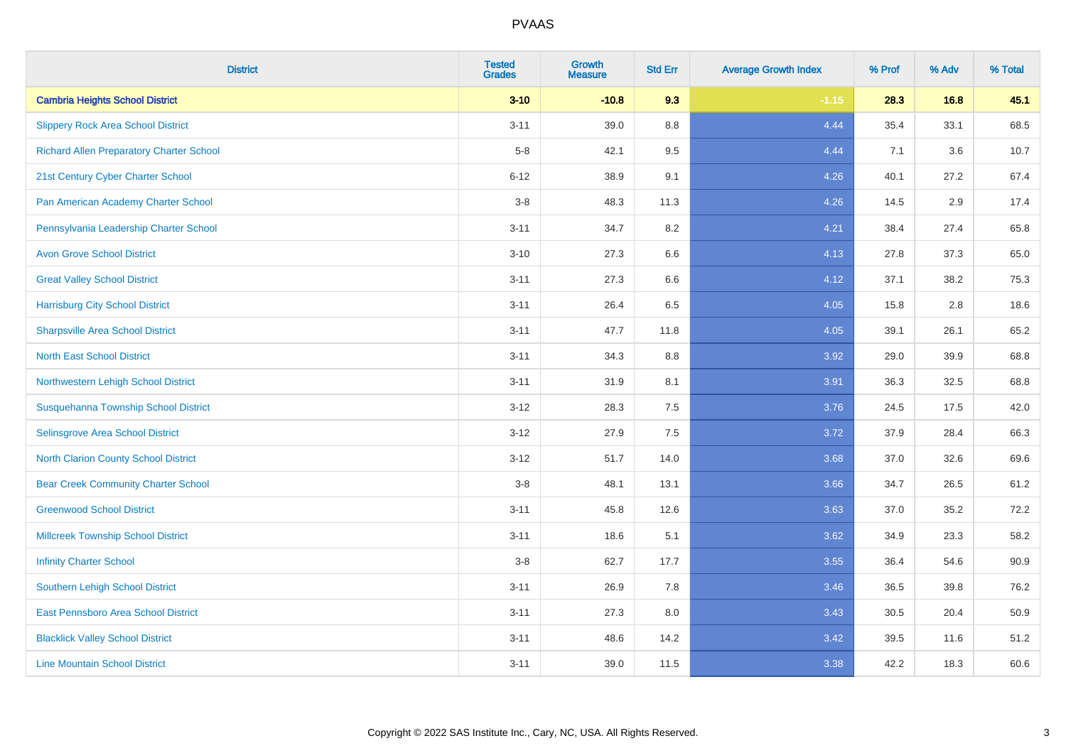# PVAAS

| District | Tested Grades | Growth Measure | Std Err | Average Growth Index | % Prof | % Adv | % Total |
|---|---|---|---|---|---|---|---|
| **Cambria Heights School District** | **3-10** | **-10.8** | **9.3** | **-1.15** | **28.3** | **16.8** | **45.1** |
| Slippery Rock Area School District | 3-11 | 39.0 | 8.8 | 4.44 | 35.4 | 33.1 | 68.5 |
| Richard Allen Preparatory Charter School | 5-8 | 42.1 | 9.5 | 4.44 | 7.1 | 3.6 | 10.7 |
| 21st Century Cyber Charter School | 6-12 | 38.9 | 9.1 | 4.26 | 40.1 | 27.2 | 67.4 |
| Pan American Academy Charter School | 3-8 | 48.3 | 11.3 | 4.26 | 14.5 | 2.9 | 17.4 |
| Pennsylvania Leadership Charter School | 3-11 | 34.7 | 8.2 | 4.21 | 38.4 | 27.4 | 65.8 |
| Avon Grove School District | 3-10 | 27.3 | 6.6 | 4.13 | 27.8 | 37.3 | 65.0 |
| Great Valley School District | 3-11 | 27.3 | 6.6 | 4.12 | 37.1 | 38.2 | 75.3 |
| Harrisburg City School District | 3-11 | 26.4 | 6.5 | 4.05 | 15.8 | 2.8 | 18.6 |
| Sharpsville Area School District | 3-11 | 47.7 | 11.8 | 4.05 | 39.1 | 26.1 | 65.2 |
| North East School District | 3-11 | 34.3 | 8.8 | 3.92 | 29.0 | 39.9 | 68.8 |
| Northwestern Lehigh School District | 3-11 | 31.9 | 8.1 | 3.91 | 36.3 | 32.5 | 68.8 |
| Susquehanna Township School District | 3-12 | 28.3 | 7.5 | 3.76 | 24.5 | 17.5 | 42.0 |
| Selinsgrove Area School District | 3-12 | 27.9 | 7.5 | 3.72 | 37.9 | 28.4 | 66.3 |
| North Clarion County School District | 3-12 | 51.7 | 14.0 | 3.68 | 37.0 | 32.6 | 69.6 |
| Bear Creek Community Charter School | 3-8 | 48.1 | 13.1 | 3.66 | 34.7 | 26.5 | 61.2 |
| Greenwood School District | 3-11 | 45.8 | 12.6 | 3.63 | 37.0 | 35.2 | 72.2 |
| Millcreek Township School District | 3-11 | 18.6 | 5.1 | 3.62 | 34.9 | 23.3 | 58.2 |
| Infinity Charter School | 3-8 | 62.7 | 17.7 | 3.55 | 36.4 | 54.6 | 90.9 |
| Southern Lehigh School District | 3-11 | 26.9 | 7.8 | 3.46 | 36.5 | 39.8 | 76.2 |
| East Pennsboro Area School District | 3-11 | 27.3 | 8.0 | 3.43 | 30.5 | 20.4 | 50.9 |
| Blacklick Valley School District | 3-11 | 48.6 | 14.2 | 3.42 | 39.5 | 11.6 | 51.2 |
| Line Mountain School District | 3-11 | 39.0 | 11.5 | 3.38 | 42.2 | 18.3 | 60.6 |

Copyright © 2022 SAS Institute Inc., Cary, NC, USA. All Rights Reserved.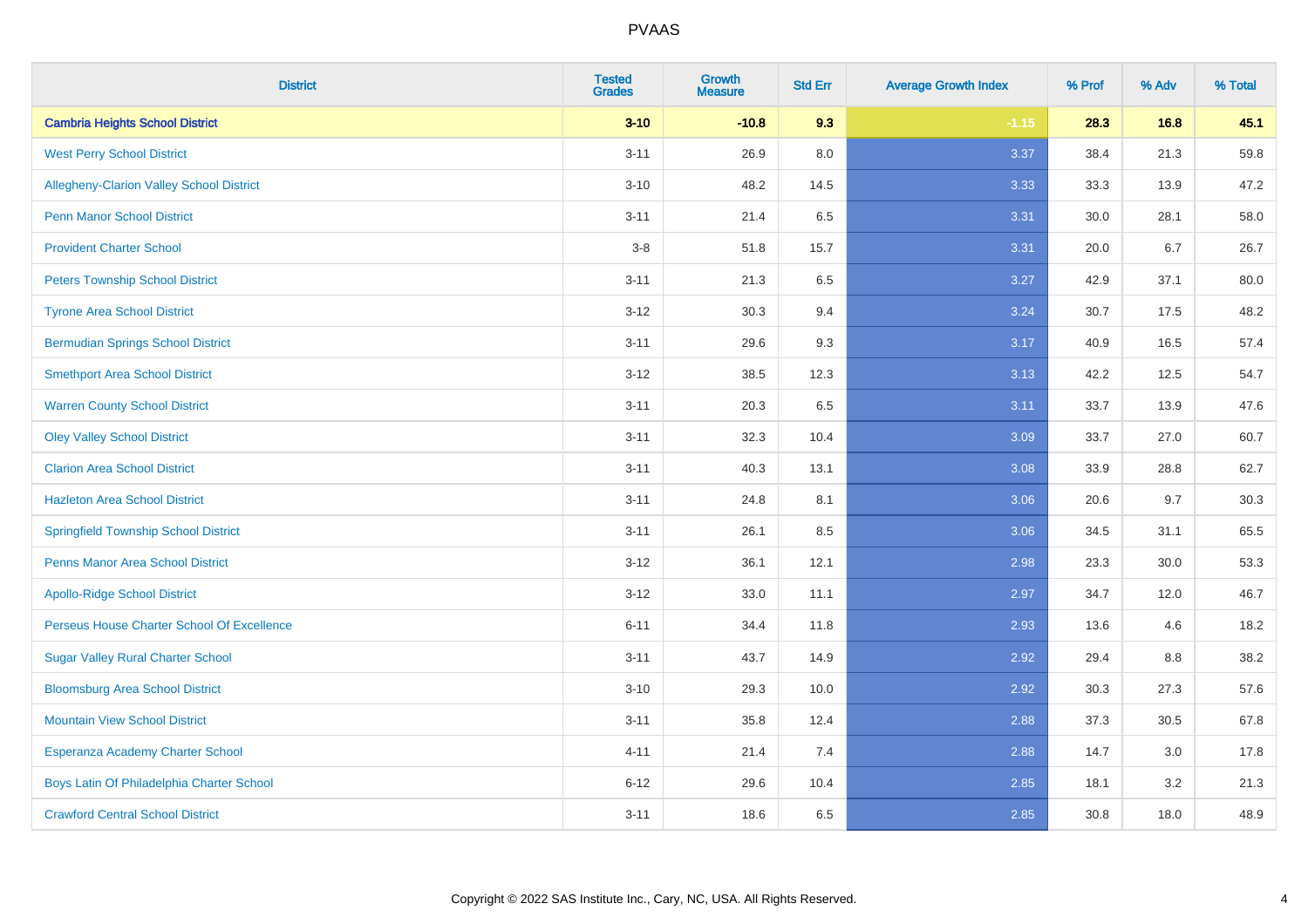| District | Tested Grades | Growth Measure | Std Err | Average Growth Index | % Prof | % Adv | % Total |
|---|---|---|---|---|---|---|---|
| **Cambria Heights School District** | **3-10** | **-10.8** | **9.3** | **-1.15** | **28.3** | **16.8** | **45.1** |
| West Perry School District | 3-11 | 26.9 | 8.0 | 3.37 | 38.4 | 21.3 | 59.8 |
| Allegheny-Clarion Valley School District | 3-10 | 48.2 | 14.5 | 3.33 | 33.3 | 13.9 | 47.2 |
| Penn Manor School District | 3-11 | 21.4 | 6.5 | 3.31 | 30.0 | 28.1 | 58.0 |
| Provident Charter School | 3-8 | 51.8 | 15.7 | 3.31 | 20.0 | 6.7 | 26.7 |
| Peters Township School District | 3-11 | 21.3 | 6.5 | 3.27 | 42.9 | 37.1 | 80.0 |
| Tyrone Area School District | 3-12 | 30.3 | 9.4 | 3.24 | 30.7 | 17.5 | 48.2 |
| Bermudian Springs School District | 3-11 | 29.6 | 9.3 | 3.17 | 40.9 | 16.5 | 57.4 |
| Smethport Area School District | 3-12 | 38.5 | 12.3 | 3.13 | 42.2 | 12.5 | 54.7 |
| Warren County School District | 3-11 | 20.3 | 6.5 | 3.11 | 33.7 | 13.9 | 47.6 |
| Oley Valley School District | 3-11 | 32.3 | 10.4 | 3.09 | 33.7 | 27.0 | 60.7 |
| Clarion Area School District | 3-11 | 40.3 | 13.1 | 3.08 | 33.9 | 28.8 | 62.7 |
| Hazleton Area School District | 3-11 | 24.8 | 8.1 | 3.06 | 20.6 | 9.7 | 30.3 |
| Springfield Township School District | 3-11 | 26.1 | 8.5 | 3.06 | 34.5 | 31.1 | 65.5 |
| Penns Manor Area School District | 3-12 | 36.1 | 12.1 | 2.98 | 23.3 | 30.0 | 53.3 |
| Apollo-Ridge School District | 3-12 | 33.0 | 11.1 | 2.97 | 34.7 | 12.0 | 46.7 |
| Perseus House Charter School Of Excellence | 6-11 | 34.4 | 11.8 | 2.93 | 13.6 | 4.6 | 18.2 |
| Sugar Valley Rural Charter School | 3-11 | 43.7 | 14.9 | 2.92 | 29.4 | 8.8 | 38.2 |
| Bloomsburg Area School District | 3-10 | 29.3 | 10.0 | 2.92 | 30.3 | 27.3 | 57.6 |
| Mountain View School District | 3-11 | 35.8 | 12.4 | 2.88 | 37.3 | 30.5 | 67.8 |
| Esperanza Academy Charter School | 4-11 | 21.4 | 7.4 | 2.88 | 14.7 | 3.0 | 17.8 |
| Boys Latin Of Philadelphia Charter School | 6-12 | 29.6 | 10.4 | 2.85 | 18.1 | 3.2 | 21.3 |
| Crawford Central School District | 3-11 | 18.6 | 6.5 | 2.85 | 30.8 | 18.0 | 48.9 |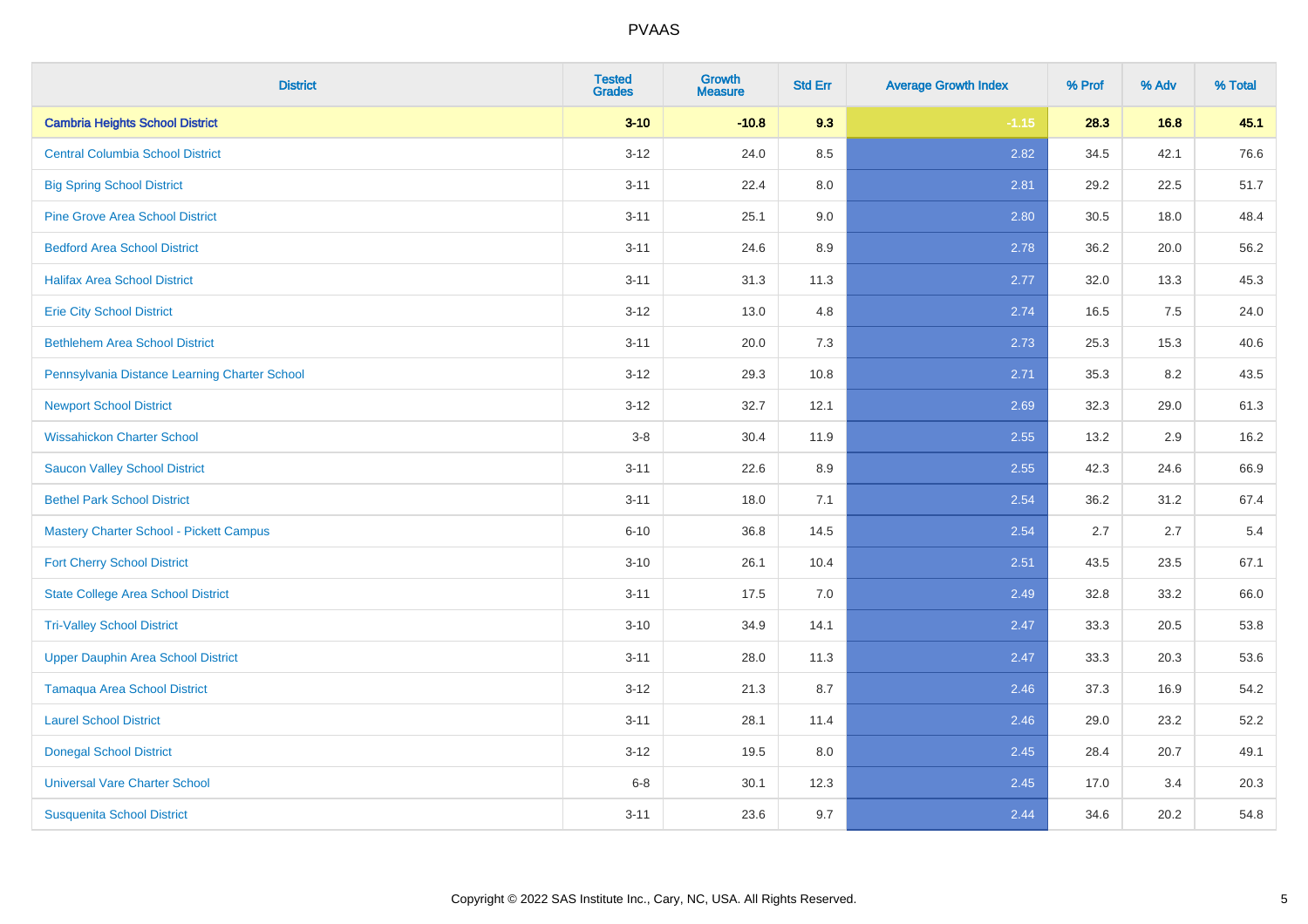| District | Tested Grades | Growth Measure | Std Err | Average Growth Index | % Prof | % Adv | % Total |
|---|---|---|---|---|---|---|---|
| **Cambria Heights School District** | **3-10** | **-10.8** | **9.3** | **-1.15** | **28.3** | **16.8** | **45.1** |
| Central Columbia School District | 3-12 | 24.0 | 8.5 | 2.82 | 34.5 | 42.1 | 76.6 |
| Big Spring School District | 3-11 | 22.4 | 8.0 | 2.81 | 29.2 | 22.5 | 51.7 |
| Pine Grove Area School District | 3-11 | 25.1 | 9.0 | 2.80 | 30.5 | 18.0 | 48.4 |
| Bedford Area School District | 3-11 | 24.6 | 8.9 | 2.78 | 36.2 | 20.0 | 56.2 |
| Halifax Area School District | 3-11 | 31.3 | 11.3 | 2.77 | 32.0 | 13.3 | 45.3 |
| Erie City School District | 3-12 | 13.0 | 4.8 | 2.74 | 16.5 | 7.5 | 24.0 |
| Bethlehem Area School District | 3-11 | 20.0 | 7.3 | 2.73 | 25.3 | 15.3 | 40.6 |
| Pennsylvania Distance Learning Charter School | 3-12 | 29.3 | 10.8 | 2.71 | 35.3 | 8.2 | 43.5 |
| Newport School District | 3-12 | 32.7 | 12.1 | 2.69 | 32.3 | 29.0 | 61.3 |
| Wissahickon Charter School | 3-8 | 30.4 | 11.9 | 2.55 | 13.2 | 2.9 | 16.2 |
| Saucon Valley School District | 3-11 | 22.6 | 8.9 | 2.55 | 42.3 | 24.6 | 66.9 |
| Bethel Park School District | 3-11 | 18.0 | 7.1 | 2.54 | 36.2 | 31.2 | 67.4 |
| Mastery Charter School - Pickett Campus | 6-10 | 36.8 | 14.5 | 2.54 | 2.7 | 2.7 | 5.4 |
| Fort Cherry School District | 3-10 | 26.1 | 10.4 | 2.51 | 43.5 | 23.5 | 67.1 |
| State College Area School District | 3-11 | 17.5 | 7.0 | 2.49 | 32.8 | 33.2 | 66.0 |
| Tri-Valley School District | 3-10 | 34.9 | 14.1 | 2.47 | 33.3 | 20.5 | 53.8 |
| Upper Dauphin Area School District | 3-11 | 28.0 | 11.3 | 2.47 | 33.3 | 20.3 | 53.6 |
| Tamaqua Area School District | 3-12 | 21.3 | 8.7 | 2.46 | 37.3 | 16.9 | 54.2 |
| Laurel School District | 3-11 | 28.1 | 11.4 | 2.46 | 29.0 | 23.2 | 52.2 |
| Donegal School District | 3-12 | 19.5 | 8.0 | 2.45 | 28.4 | 20.7 | 49.1 |
| Universal Vare Charter School | 6-8 | 30.1 | 12.3 | 2.45 | 17.0 | 3.4 | 20.3 |
| Susquenita School District | 3-11 | 23.6 | 9.7 | 2.44 | 34.6 | 20.2 | 54.8 |

Copyright © 2022 SAS Institute Inc., Cary, NC, USA. All Rights Reserved.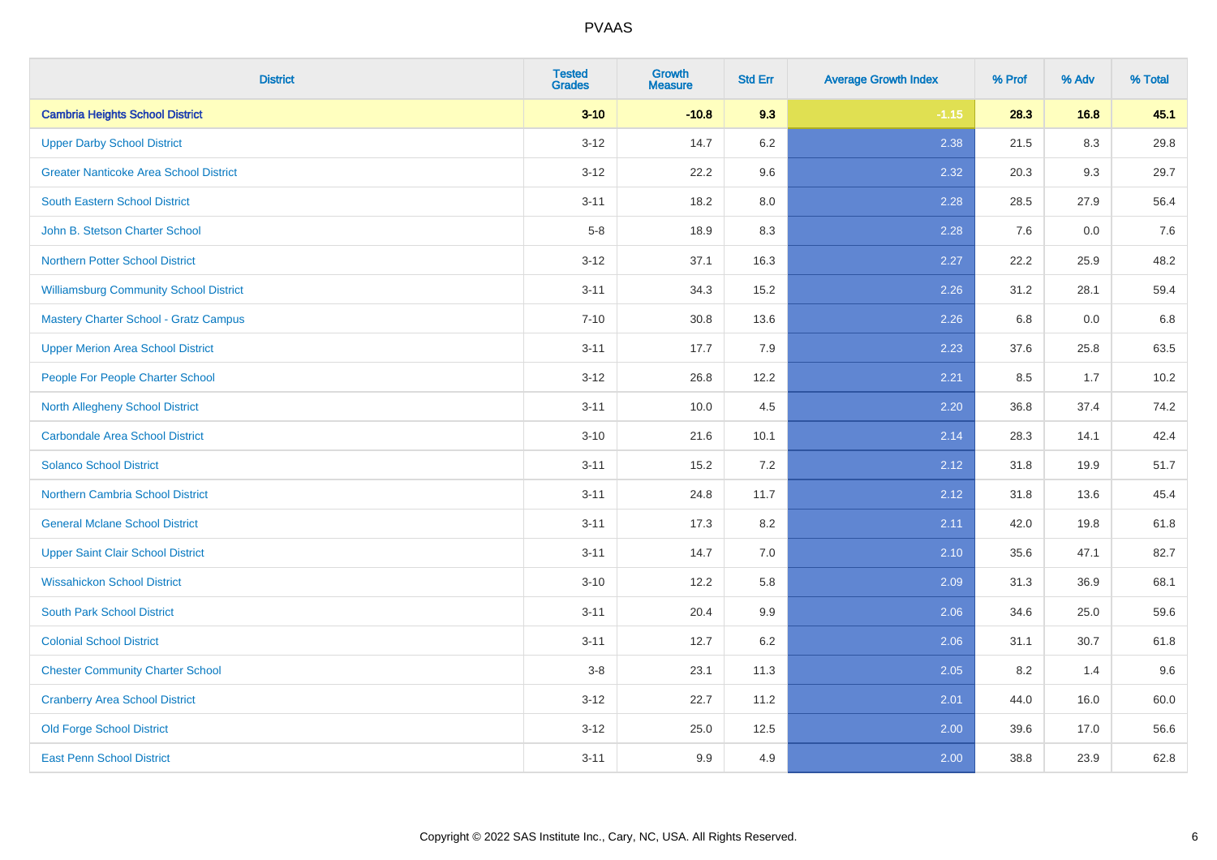| District | Tested Grades | Growth Measure | Std Err | Average Growth Index | % Prof | % Adv | % Total |
|---|---|---|---|---|---|---|---|
| **Cambria Heights School District** | **3-10** | **-10.8** | **9.3** | **-1.15** | **28.3** | **16.8** | **45.1** |
| Upper Darby School District | 3-12 | 14.7 | 6.2 | 2.38 | 21.5 | 8.3 | 29.8 |
| Greater Nanticoke Area School District | 3-12 | 22.2 | 9.6 | 2.32 | 20.3 | 9.3 | 29.7 |
| South Eastern School District | 3-11 | 18.2 | 8.0 | 2.28 | 28.5 | 27.9 | 56.4 |
| John B. Stetson Charter School | 5-8 | 18.9 | 8.3 | 2.28 | 7.6 | 0.0 | 7.6 |
| Northern Potter School District | 3-12 | 37.1 | 16.3 | 2.27 | 22.2 | 25.9 | 48.2 |
| Williamsburg Community School District | 3-11 | 34.3 | 15.2 | 2.26 | 31.2 | 28.1 | 59.4 |
| Mastery Charter School - Gratz Campus | 7-10 | 30.8 | 13.6 | 2.26 | 6.8 | 0.0 | 6.8 |
| Upper Merion Area School District | 3-11 | 17.7 | 7.9 | 2.23 | 37.6 | 25.8 | 63.5 |
| People For People Charter School | 3-12 | 26.8 | 12.2 | 2.21 | 8.5 | 1.7 | 10.2 |
| North Allegheny School District | 3-11 | 10.0 | 4.5 | 2.20 | 36.8 | 37.4 | 74.2 |
| Carbondale Area School District | 3-10 | 21.6 | 10.1 | 2.14 | 28.3 | 14.1 | 42.4 |
| Solanco School District | 3-11 | 15.2 | 7.2 | 2.12 | 31.8 | 19.9 | 51.7 |
| Northern Cambria School District | 3-11 | 24.8 | 11.7 | 2.12 | 31.8 | 13.6 | 45.4 |
| General Mclane School District | 3-11 | 17.3 | 8.2 | 2.11 | 42.0 | 19.8 | 61.8 |
| Upper Saint Clair School District | 3-11 | 14.7 | 7.0 | 2.10 | 35.6 | 47.1 | 82.7 |
| Wissahickon School District | 3-10 | 12.2 | 5.8 | 2.09 | 31.3 | 36.9 | 68.1 |
| South Park School District | 3-11 | 20.4 | 9.9 | 2.06 | 34.6 | 25.0 | 59.6 |
| Colonial School District | 3-11 | 12.7 | 6.2 | 2.06 | 31.1 | 30.7 | 61.8 |
| Chester Community Charter School | 3-8 | 23.1 | 11.3 | 2.05 | 8.2 | 1.4 | 9.6 |
| Cranberry Area School District | 3-12 | 22.7 | 11.2 | 2.01 | 44.0 | 16.0 | 60.0 |
| Old Forge School District | 3-12 | 25.0 | 12.5 | 2.00 | 39.6 | 17.0 | 56.6 |
| East Penn School District | 3-11 | 9.9 | 4.9 | 2.00 | 38.8 | 23.9 | 62.8 |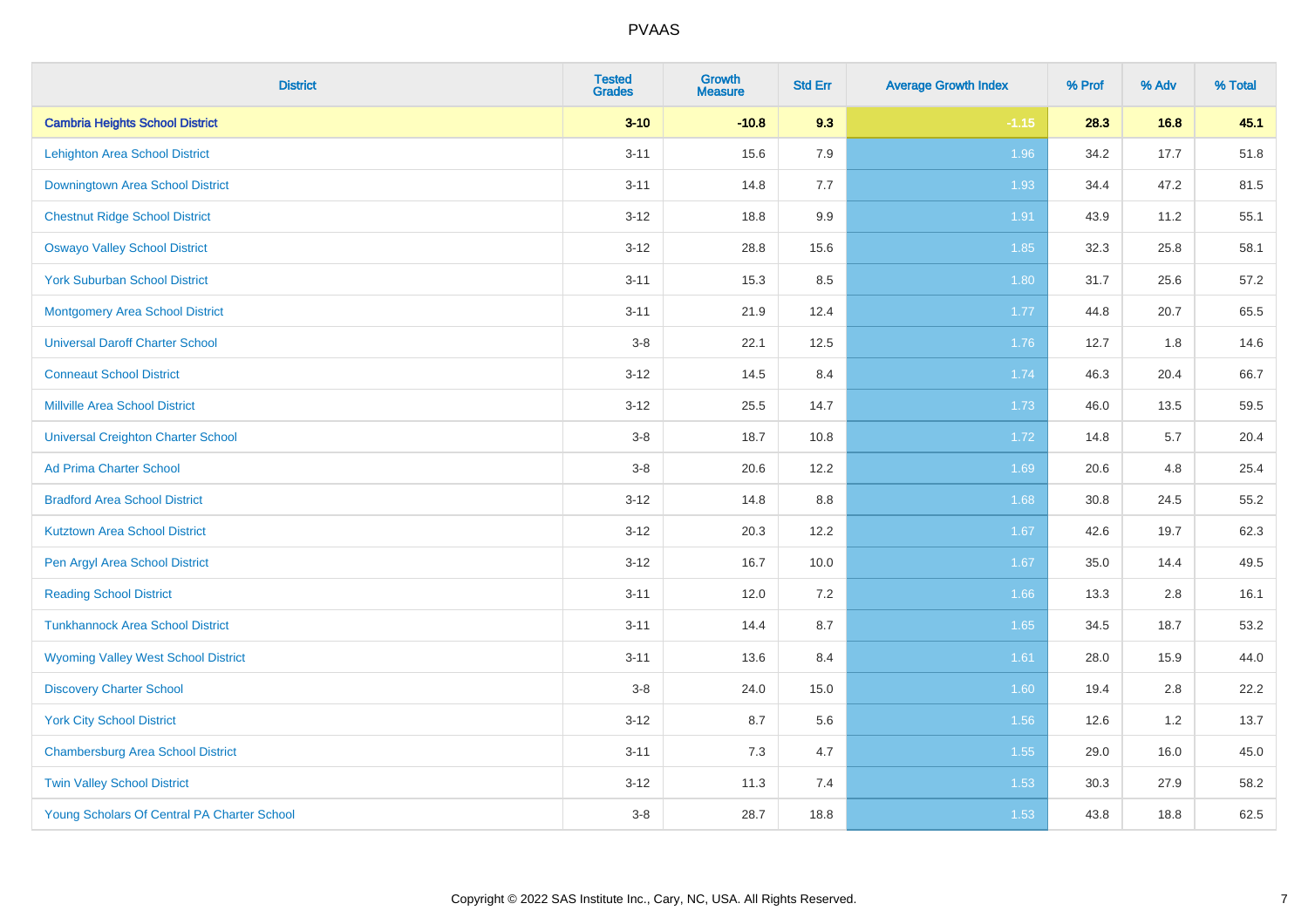| District | Tested Grades | Growth Measure | Std Err | Average Growth Index | % Prof | % Adv | % Total |
|---|---|---|---|---|---|---|---|
| **Cambria Heights School District** | **3-10** | **-10.8** | **9.3** | **-1.15** | **28.3** | **16.8** | **45.1** |
| Lehighton Area School District | 3-11 | 15.6 | 7.9 | 1.96 | 34.2 | 17.7 | 51.8 |
| Downingtown Area School District | 3-11 | 14.8 | 7.7 | 1.93 | 34.4 | 47.2 | 81.5 |
| Chestnut Ridge School District | 3-12 | 18.8 | 9.9 | 1.91 | 43.9 | 11.2 | 55.1 |
| Oswayo Valley School District | 3-12 | 28.8 | 15.6 | 1.85 | 32.3 | 25.8 | 58.1 |
| York Suburban School District | 3-11 | 15.3 | 8.5 | 1.80 | 31.7 | 25.6 | 57.2 |
| Montgomery Area School District | 3-11 | 21.9 | 12.4 | 1.77 | 44.8 | 20.7 | 65.5 |
| Universal Daroff Charter School | 3-8 | 22.1 | 12.5 | 1.76 | 12.7 | 1.8 | 14.6 |
| Conneaut School District | 3-12 | 14.5 | 8.4 | 1.74 | 46.3 | 20.4 | 66.7 |
| Millville Area School District | 3-12 | 25.5 | 14.7 | 1.73 | 46.0 | 13.5 | 59.5 |
| Universal Creighton Charter School | 3-8 | 18.7 | 10.8 | 1.72 | 14.8 | 5.7 | 20.4 |
| Ad Prima Charter School | 3-8 | 20.6 | 12.2 | 1.69 | 20.6 | 4.8 | 25.4 |
| Bradford Area School District | 3-12 | 14.8 | 8.8 | 1.68 | 30.8 | 24.5 | 55.2 |
| Kutztown Area School District | 3-12 | 20.3 | 12.2 | 1.67 | 42.6 | 19.7 | 62.3 |
| Pen Argyl Area School District | 3-12 | 16.7 | 10.0 | 1.67 | 35.0 | 14.4 | 49.5 |
| Reading School District | 3-11 | 12.0 | 7.2 | 1.66 | 13.3 | 2.8 | 16.1 |
| Tunkhannock Area School District | 3-11 | 14.4 | 8.7 | 1.65 | 34.5 | 18.7 | 53.2 |
| Wyoming Valley West School District | 3-11 | 13.6 | 8.4 | 1.61 | 28.0 | 15.9 | 44.0 |
| Discovery Charter School | 3-8 | 24.0 | 15.0 | 1.60 | 19.4 | 2.8 | 22.2 |
| York City School District | 3-12 | 8.7 | 5.6 | 1.56 | 12.6 | 1.2 | 13.7 |
| Chambersburg Area School District | 3-11 | 7.3 | 4.7 | 1.55 | 29.0 | 16.0 | 45.0 |
| Twin Valley School District | 3-12 | 11.3 | 7.4 | 1.53 | 30.3 | 27.9 | 58.2 |
| Young Scholars Of Central PA Charter School | 3-8 | 28.7 | 18.8 | 1.53 | 43.8 | 18.8 | 62.5 |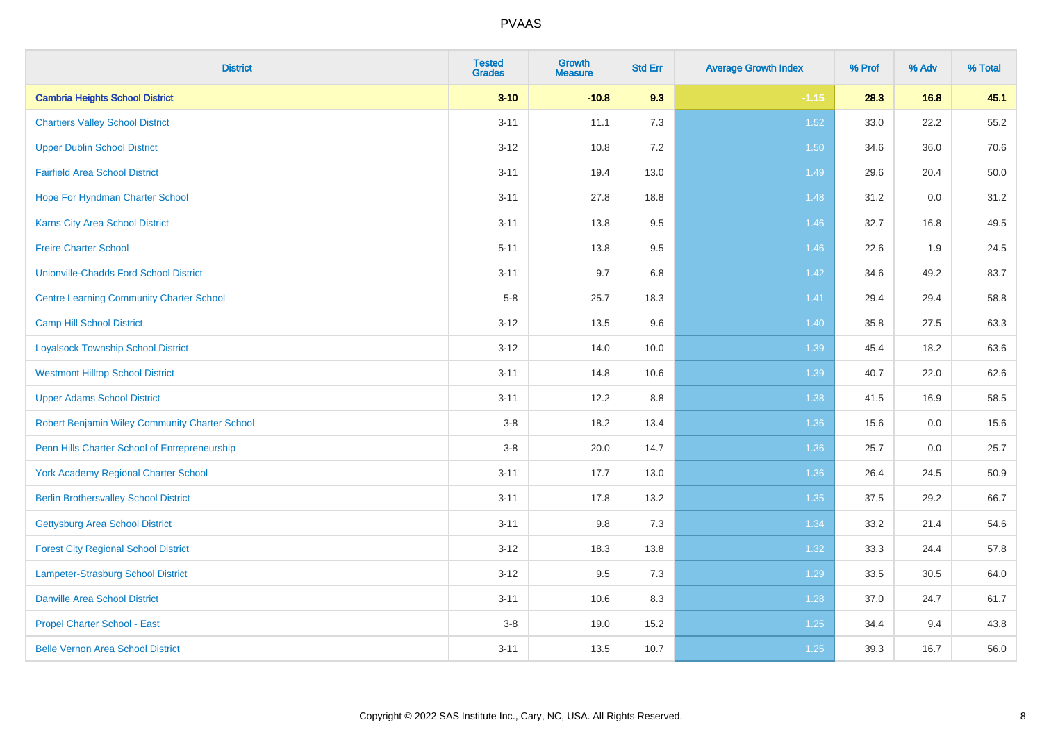# PVAAS

| District | Tested Grades | Growth Measure | Std Err | Average Growth Index | % Prof | % Adv | % Total |
|---|---|---|---|---|---|---|---|
| **Cambria Heights School District** | **3-10** | **-10.8** | **9.3** | **-1.15** | **28.3** | **16.8** | **45.1** |
| Chartiers Valley School District | 3-11 | 11.1 | 7.3 | 1.52 | 33.0 | 22.2 | 55.2 |
| Upper Dublin School District | 3-12 | 10.8 | 7.2 | 1.50 | 34.6 | 36.0 | 70.6 |
| Fairfield Area School District | 3-11 | 19.4 | 13.0 | 1.49 | 29.6 | 20.4 | 50.0 |
| Hope For Hyndman Charter School | 3-11 | 27.8 | 18.8 | 1.48 | 31.2 | 0.0 | 31.2 |
| Karns City Area School District | 3-11 | 13.8 | 9.5 | 1.46 | 32.7 | 16.8 | 49.5 |
| Freire Charter School | 5-11 | 13.8 | 9.5 | 1.46 | 22.6 | 1.9 | 24.5 |
| Unionville-Chadds Ford School District | 3-11 | 9.7 | 6.8 | 1.42 | 34.6 | 49.2 | 83.7 |
| Centre Learning Community Charter School | 5-8 | 25.7 | 18.3 | 1.41 | 29.4 | 29.4 | 58.8 |
| Camp Hill School District | 3-12 | 13.5 | 9.6 | 1.40 | 35.8 | 27.5 | 63.3 |
| Loyalsock Township School District | 3-12 | 14.0 | 10.0 | 1.39 | 45.4 | 18.2 | 63.6 |
| Westmont Hilltop School District | 3-11 | 14.8 | 10.6 | 1.39 | 40.7 | 22.0 | 62.6 |
| Upper Adams School District | 3-11 | 12.2 | 8.8 | 1.38 | 41.5 | 16.9 | 58.5 |
| Robert Benjamin Wiley Community Charter School | 3-8 | 18.2 | 13.4 | 1.36 | 15.6 | 0.0 | 15.6 |
| Penn Hills Charter School of Entrepreneurship | 3-8 | 20.0 | 14.7 | 1.36 | 25.7 | 0.0 | 25.7 |
| York Academy Regional Charter School | 3-11 | 17.7 | 13.0 | 1.36 | 26.4 | 24.5 | 50.9 |
| Berlin Brothersvalley School District | 3-11 | 17.8 | 13.2 | 1.35 | 37.5 | 29.2 | 66.7 |
| Gettysburg Area School District | 3-11 | 9.8 | 7.3 | 1.34 | 33.2 | 21.4 | 54.6 |
| Forest City Regional School District | 3-12 | 18.3 | 13.8 | 1.32 | 33.3 | 24.4 | 57.8 |
| Lampeter-Strasburg School District | 3-12 | 9.5 | 7.3 | 1.29 | 33.5 | 30.5 | 64.0 |
| Danville Area School District | 3-11 | 10.6 | 8.3 | 1.28 | 37.0 | 24.7 | 61.7 |
| Propel Charter School - East | 3-8 | 19.0 | 15.2 | 1.25 | 34.4 | 9.4 | 43.8 |
| Belle Vernon Area School District | 3-11 | 13.5 | 10.7 | 1.25 | 39.3 | 16.7 | 56.0 |

Copyright © 2022 SAS Institute Inc., Cary, NC, USA. All Rights Reserved.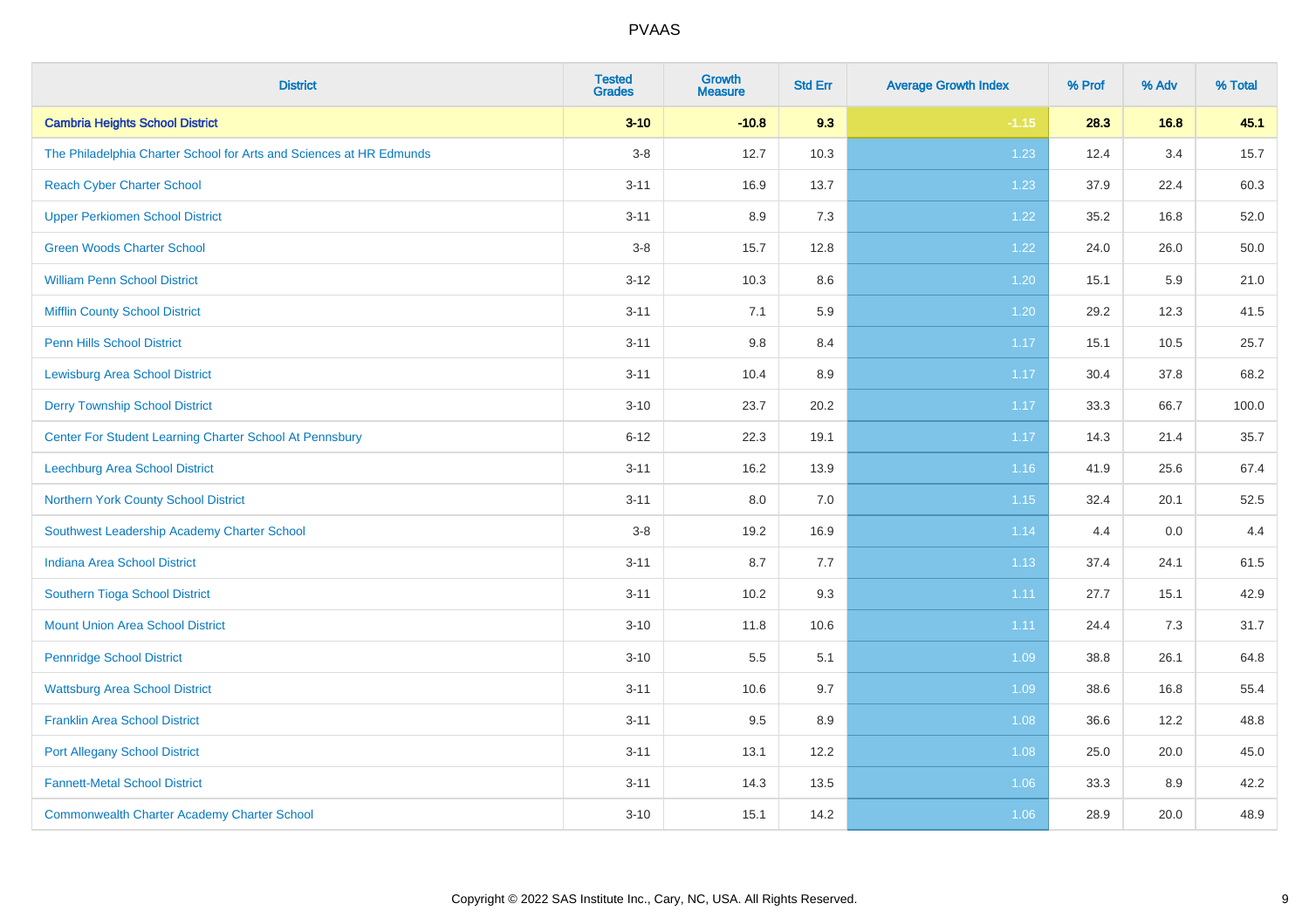# PVAAS

| District | Tested Grades | Growth Measure | Std Err | Average Growth Index | % Prof | % Adv | % Total |
|---|---|---|---|---|---|---|---|
| **Cambria Heights School District** | **3-10** | **-10.8** | **9.3** | **-1.15** | **28.3** | **16.8** | **45.1** |
| The Philadelphia Charter School for Arts and Sciences at HR Edmunds | 3-8 | 12.7 | 10.3 | 1.23 | 12.4 | 3.4 | 15.7 |
| Reach Cyber Charter School | 3-11 | 16.9 | 13.7 | 1.23 | 37.9 | 22.4 | 60.3 |
| Upper Perkiomen School District | 3-11 | 8.9 | 7.3 | 1.22 | 35.2 | 16.8 | 52.0 |
| Green Woods Charter School | 3-8 | 15.7 | 12.8 | 1.22 | 24.0 | 26.0 | 50.0 |
| William Penn School District | 3-12 | 10.3 | 8.6 | 1.20 | 15.1 | 5.9 | 21.0 |
| Mifflin County School District | 3-11 | 7.1 | 5.9 | 1.20 | 29.2 | 12.3 | 41.5 |
| Penn Hills School District | 3-11 | 9.8 | 8.4 | 1.17 | 15.1 | 10.5 | 25.7 |
| Lewisburg Area School District | 3-11 | 10.4 | 8.9 | 1.17 | 30.4 | 37.8 | 68.2 |
| Derry Township School District | 3-10 | 23.7 | 20.2 | 1.17 | 33.3 | 66.7 | 100.0 |
| Center For Student Learning Charter School At Pennsbury | 6-12 | 22.3 | 19.1 | 1.17 | 14.3 | 21.4 | 35.7 |
| Leechburg Area School District | 3-11 | 16.2 | 13.9 | 1.16 | 41.9 | 25.6 | 67.4 |
| Northern York County School District | 3-11 | 8.0 | 7.0 | 1.15 | 32.4 | 20.1 | 52.5 |
| Southwest Leadership Academy Charter School | 3-8 | 19.2 | 16.9 | 1.14 | 4.4 | 0.0 | 4.4 |
| Indiana Area School District | 3-11 | 8.7 | 7.7 | 1.13 | 37.4 | 24.1 | 61.5 |
| Southern Tioga School District | 3-11 | 10.2 | 9.3 | 1.11 | 27.7 | 15.1 | 42.9 |
| Mount Union Area School District | 3-10 | 11.8 | 10.6 | 1.11 | 24.4 | 7.3 | 31.7 |
| Pennridge School District | 3-10 | 5.5 | 5.1 | 1.09 | 38.8 | 26.1 | 64.8 |
| Wattsburg Area School District | 3-11 | 10.6 | 9.7 | 1.09 | 38.6 | 16.8 | 55.4 |
| Franklin Area School District | 3-11 | 9.5 | 8.9 | 1.08 | 36.6 | 12.2 | 48.8 |
| Port Allegany School District | 3-11 | 13.1 | 12.2 | 1.08 | 25.0 | 20.0 | 45.0 |
| Fannett-Metal School District | 3-11 | 14.3 | 13.5 | 1.06 | 33.3 | 8.9 | 42.2 |
| Commonwealth Charter Academy Charter School | 3-10 | 15.1 | 14.2 | 1.06 | 28.9 | 20.0 | 48.9 |

Copyright © 2022 SAS Institute Inc., Cary, NC, USA. All Rights Reserved.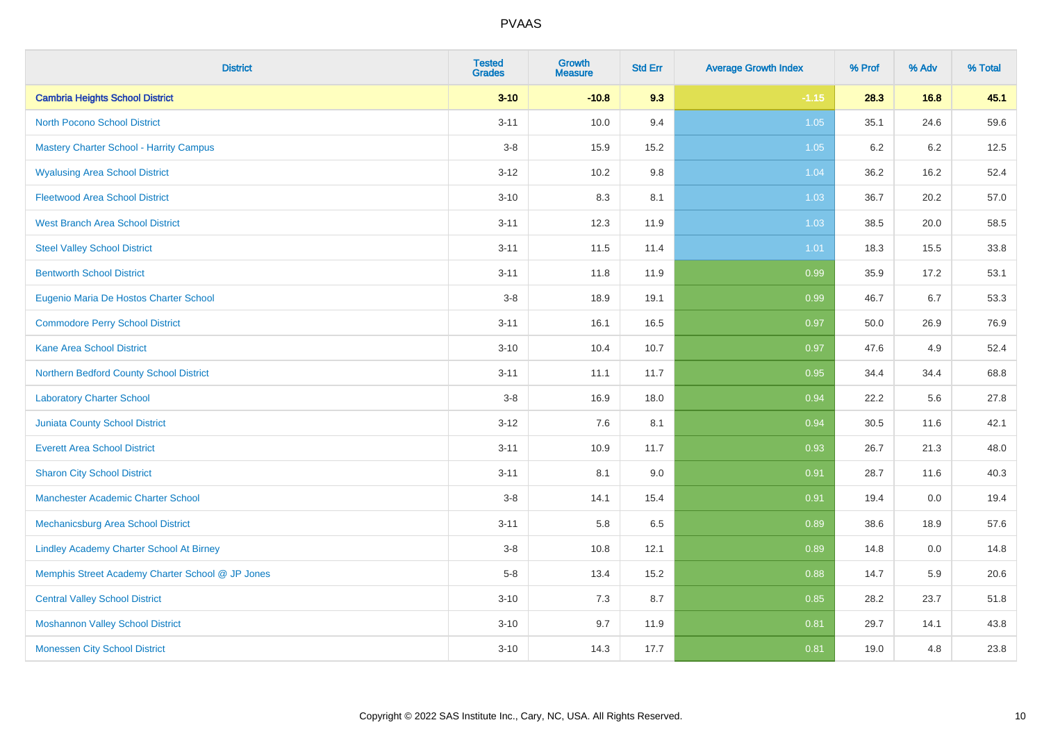# PVAAS

| District | Tested Grades | Growth Measure | Std Err | Average Growth Index | % Prof | % Adv | % Total |
|---|---|---|---|---|---|---|---|
| **Cambria Heights School District** | **3-10** | **-10.8** | **9.3** | **-1.15** | **28.3** | **16.8** | **45.1** |
| North Pocono School District | 3-11 | 10.0 | 9.4 | 1.05 | 35.1 | 24.6 | 59.6 |
| Mastery Charter School - Harrity Campus | 3-8 | 15.9 | 15.2 | 1.05 | 6.2 | 6.2 | 12.5 |
| Wyalusing Area School District | 3-12 | 10.2 | 9.8 | 1.04 | 36.2 | 16.2 | 52.4 |
| Fleetwood Area School District | 3-10 | 8.3 | 8.1 | 1.03 | 36.7 | 20.2 | 57.0 |
| West Branch Area School District | 3-11 | 12.3 | 11.9 | 1.03 | 38.5 | 20.0 | 58.5 |
| Steel Valley School District | 3-11 | 11.5 | 11.4 | 1.01 | 18.3 | 15.5 | 33.8 |
| Bentworth School District | 3-11 | 11.8 | 11.9 | 0.99 | 35.9 | 17.2 | 53.1 |
| Eugenio Maria De Hostos Charter School | 3-8 | 18.9 | 19.1 | 0.99 | 46.7 | 6.7 | 53.3 |
| Commodore Perry School District | 3-11 | 16.1 | 16.5 | 0.97 | 50.0 | 26.9 | 76.9 |
| Kane Area School District | 3-10 | 10.4 | 10.7 | 0.97 | 47.6 | 4.9 | 52.4 |
| Northern Bedford County School District | 3-11 | 11.1 | 11.7 | 0.95 | 34.4 | 34.4 | 68.8 |
| Laboratory Charter School | 3-8 | 16.9 | 18.0 | 0.94 | 22.2 | 5.6 | 27.8 |
| Juniata County School District | 3-12 | 7.6 | 8.1 | 0.94 | 30.5 | 11.6 | 42.1 |
| Everett Area School District | 3-11 | 10.9 | 11.7 | 0.93 | 26.7 | 21.3 | 48.0 |
| Sharon City School District | 3-11 | 8.1 | 9.0 | 0.91 | 28.7 | 11.6 | 40.3 |
| Manchester Academic Charter School | 3-8 | 14.1 | 15.4 | 0.91 | 19.4 | 0.0 | 19.4 |
| Mechanicsburg Area School District | 3-11 | 5.8 | 6.5 | 0.89 | 38.6 | 18.9 | 57.6 |
| Lindley Academy Charter School At Birney | 3-8 | 10.8 | 12.1 | 0.89 | 14.8 | 0.0 | 14.8 |
| Memphis Street Academy Charter School @ JP Jones | 5-8 | 13.4 | 15.2 | 0.88 | 14.7 | 5.9 | 20.6 |
| Central Valley School District | 3-10 | 7.3 | 8.7 | 0.85 | 28.2 | 23.7 | 51.8 |
| Moshannon Valley School District | 3-10 | 9.7 | 11.9 | 0.81 | 29.7 | 14.1 | 43.8 |
| Monessen City School District | 3-10 | 14.3 | 17.7 | 0.81 | 19.0 | 4.8 | 23.8 |

Copyright © 2022 SAS Institute Inc., Cary, NC, USA. All Rights Reserved.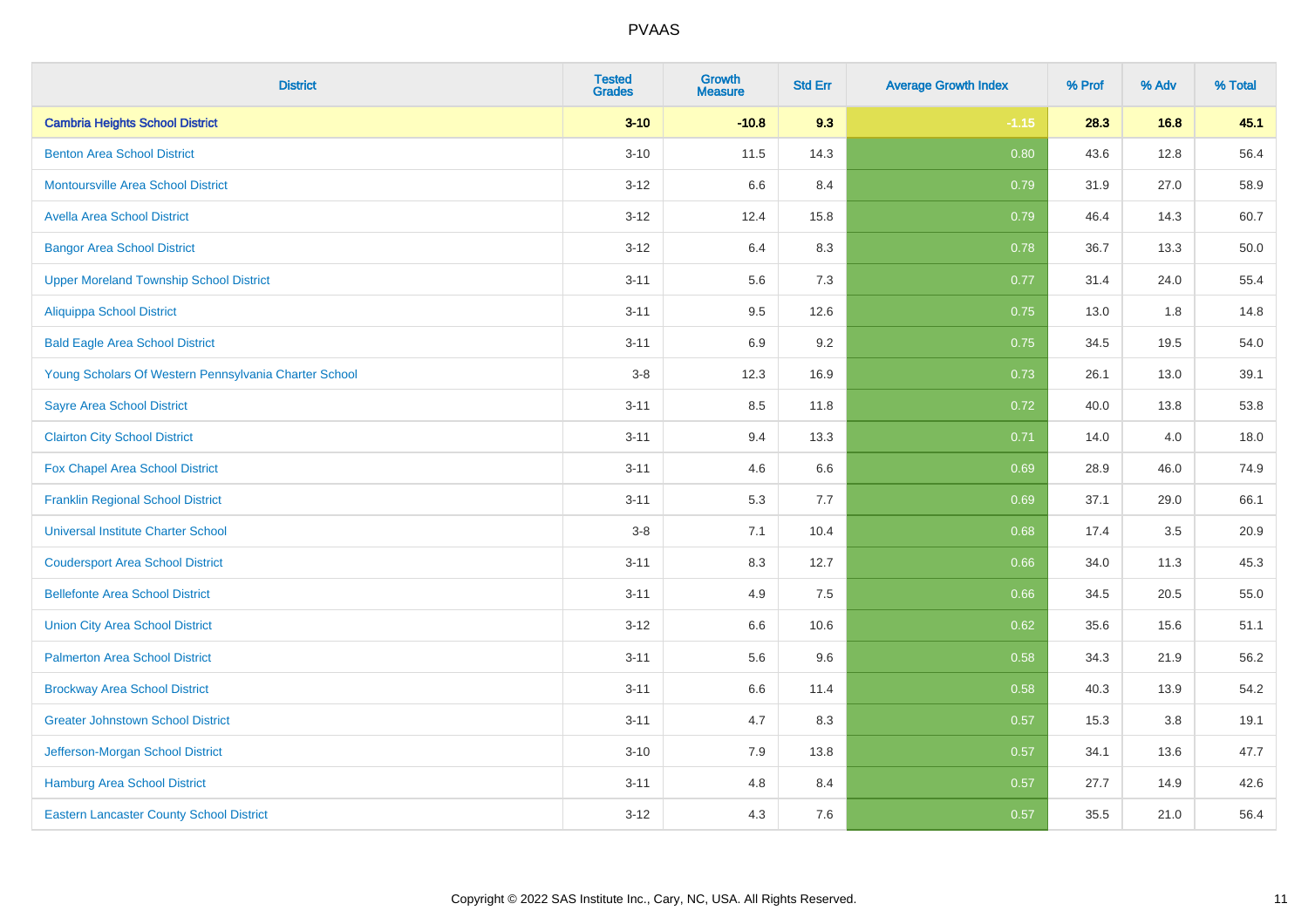# PVAAS

| District | Tested Grades | Growth Measure | Std Err | Average Growth Index | % Prof | % Adv | % Total |
|---|---|---|---|---|---|---|---|
| **Cambria Heights School District** | **3-10** | **-10.8** | **9.3** | **-1.15** | **28.3** | **16.8** | **45.1** |
| Benton Area School District | 3-10 | 11.5 | 14.3 | 0.80 | 43.6 | 12.8 | 56.4 |
| Montoursville Area School District | 3-12 | 6.6 | 8.4 | 0.79 | 31.9 | 27.0 | 58.9 |
| Avella Area School District | 3-12 | 12.4 | 15.8 | 0.79 | 46.4 | 14.3 | 60.7 |
| Bangor Area School District | 3-12 | 6.4 | 8.3 | 0.78 | 36.7 | 13.3 | 50.0 |
| Upper Moreland Township School District | 3-11 | 5.6 | 7.3 | 0.77 | 31.4 | 24.0 | 55.4 |
| Aliquippa School District | 3-11 | 9.5 | 12.6 | 0.75 | 13.0 | 1.8 | 14.8 |
| Bald Eagle Area School District | 3-11 | 6.9 | 9.2 | 0.75 | 34.5 | 19.5 | 54.0 |
| Young Scholars Of Western Pennsylvania Charter School | 3-8 | 12.3 | 16.9 | 0.73 | 26.1 | 13.0 | 39.1 |
| Sayre Area School District | 3-11 | 8.5 | 11.8 | 0.72 | 40.0 | 13.8 | 53.8 |
| Clairton City School District | 3-11 | 9.4 | 13.3 | 0.71 | 14.0 | 4.0 | 18.0 |
| Fox Chapel Area School District | 3-11 | 4.6 | 6.6 | 0.69 | 28.9 | 46.0 | 74.9 |
| Franklin Regional School District | 3-11 | 5.3 | 7.7 | 0.69 | 37.1 | 29.0 | 66.1 |
| Universal Institute Charter School | 3-8 | 7.1 | 10.4 | 0.68 | 17.4 | 3.5 | 20.9 |
| Coudersport Area School District | 3-11 | 8.3 | 12.7 | 0.66 | 34.0 | 11.3 | 45.3 |
| Bellefonte Area School District | 3-11 | 4.9 | 7.5 | 0.66 | 34.5 | 20.5 | 55.0 |
| Union City Area School District | 3-12 | 6.6 | 10.6 | 0.62 | 35.6 | 15.6 | 51.1 |
| Palmerton Area School District | 3-11 | 5.6 | 9.6 | 0.58 | 34.3 | 21.9 | 56.2 |
| Brockway Area School District | 3-11 | 6.6 | 11.4 | 0.58 | 40.3 | 13.9 | 54.2 |
| Greater Johnstown School District | 3-11 | 4.7 | 8.3 | 0.57 | 15.3 | 3.8 | 19.1 |
| Jefferson-Morgan School District | 3-10 | 7.9 | 13.8 | 0.57 | 34.1 | 13.6 | 47.7 |
| Hamburg Area School District | 3-11 | 4.8 | 8.4 | 0.57 | 27.7 | 14.9 | 42.6 |
| Eastern Lancaster County School District | 3-12 | 4.3 | 7.6 | 0.57 | 35.5 | 21.0 | 56.4 |

Copyright © 2022 SAS Institute Inc., Cary, NC, USA. All Rights Reserved.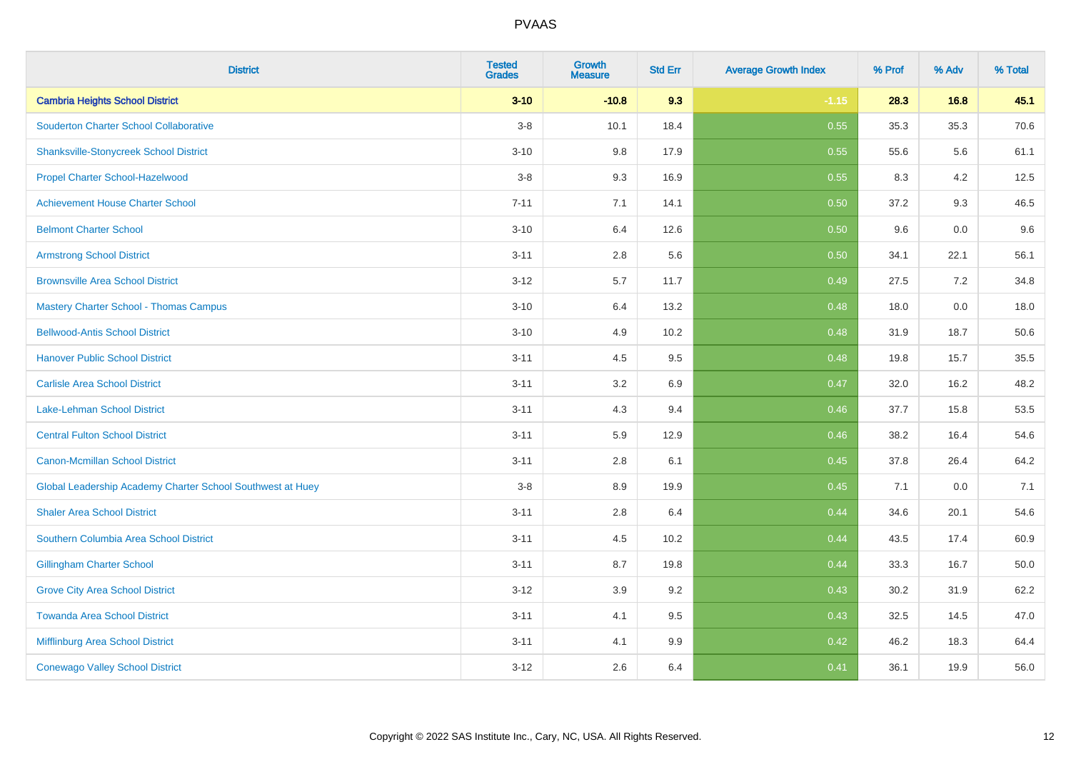| District | Tested Grades | Growth Measure | Std Err | Average Growth Index | % Prof | % Adv | % Total |
|---|---|---|---|---|---|---|---|
| **Cambria Heights School District** | **3-10** | **-10.8** | **9.3** | **-1.15** | **28.3** | **16.8** | **45.1** |
| Souderton Charter School Collaborative | 3-8 | 10.1 | 18.4 | 0.55 | 35.3 | 35.3 | 70.6 |
| Shanksville-Stonycreek School District | 3-10 | 9.8 | 17.9 | 0.55 | 55.6 | 5.6 | 61.1 |
| Propel Charter School-Hazelwood | 3-8 | 9.3 | 16.9 | 0.55 | 8.3 | 4.2 | 12.5 |
| Achievement House Charter School | 7-11 | 7.1 | 14.1 | 0.50 | 37.2 | 9.3 | 46.5 |
| Belmont Charter School | 3-10 | 6.4 | 12.6 | 0.50 | 9.6 | 0.0 | 9.6 |
| Armstrong School District | 3-11 | 2.8 | 5.6 | 0.50 | 34.1 | 22.1 | 56.1 |
| Brownsville Area School District | 3-12 | 5.7 | 11.7 | 0.49 | 27.5 | 7.2 | 34.8 |
| Mastery Charter School - Thomas Campus | 3-10 | 6.4 | 13.2 | 0.48 | 18.0 | 0.0 | 18.0 |
| Bellwood-Antis School District | 3-10 | 4.9 | 10.2 | 0.48 | 31.9 | 18.7 | 50.6 |
| Hanover Public School District | 3-11 | 4.5 | 9.5 | 0.48 | 19.8 | 15.7 | 35.5 |
| Carlisle Area School District | 3-11 | 3.2 | 6.9 | 0.47 | 32.0 | 16.2 | 48.2 |
| Lake-Lehman School District | 3-11 | 4.3 | 9.4 | 0.46 | 37.7 | 15.8 | 53.5 |
| Central Fulton School District | 3-11 | 5.9 | 12.9 | 0.46 | 38.2 | 16.4 | 54.6 |
| Canon-Mcmillan School District | 3-11 | 2.8 | 6.1 | 0.45 | 37.8 | 26.4 | 64.2 |
| Global Leadership Academy Charter School Southwest at Huey | 3-8 | 8.9 | 19.9 | 0.45 | 7.1 | 0.0 | 7.1 |
| Shaler Area School District | 3-11 | 2.8 | 6.4 | 0.44 | 34.6 | 20.1 | 54.6 |
| Southern Columbia Area School District | 3-11 | 4.5 | 10.2 | 0.44 | 43.5 | 17.4 | 60.9 |
| Gillingham Charter School | 3-11 | 8.7 | 19.8 | 0.44 | 33.3 | 16.7 | 50.0 |
| Grove City Area School District | 3-12 | 3.9 | 9.2 | 0.43 | 30.2 | 31.9 | 62.2 |
| Towanda Area School District | 3-11 | 4.1 | 9.5 | 0.43 | 32.5 | 14.5 | 47.0 |
| Mifflinburg Area School District | 3-11 | 4.1 | 9.9 | 0.42 | 46.2 | 18.3 | 64.4 |
| Conewago Valley School District | 3-12 | 2.6 | 6.4 | 0.41 | 36.1 | 19.9 | 56.0 |

Copyright © 2022 SAS Institute Inc., Cary, NC, USA. All Rights Reserved.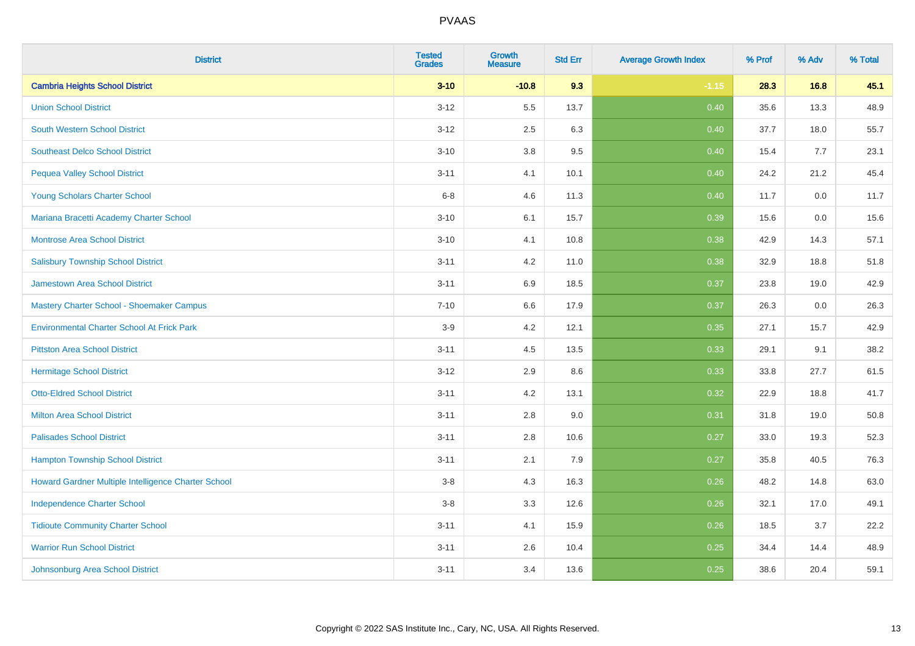| District | Tested Grades | Growth Measure | Std Err | Average Growth Index | % Prof | % Adv | % Total |
|---|---|---|---|---|---|---|---|
| **Cambria Heights School District** | **3-10** | **-10.8** | **9.3** | **-1.15** | **28.3** | **16.8** | **45.1** |
| Union School District | 3-12 | 5.5 | 13.7 | 0.40 | 35.6 | 13.3 | 48.9 |
| South Western School District | 3-12 | 2.5 | 6.3 | 0.40 | 37.7 | 18.0 | 55.7 |
| Southeast Delco School District | 3-10 | 3.8 | 9.5 | 0.40 | 15.4 | 7.7 | 23.1 |
| Pequea Valley School District | 3-11 | 4.1 | 10.1 | 0.40 | 24.2 | 21.2 | 45.4 |
| Young Scholars Charter School | 6-8 | 4.6 | 11.3 | 0.40 | 11.7 | 0.0 | 11.7 |
| Mariana Bracetti Academy Charter School | 3-10 | 6.1 | 15.7 | 0.39 | 15.6 | 0.0 | 15.6 |
| Montrose Area School District | 3-10 | 4.1 | 10.8 | 0.38 | 42.9 | 14.3 | 57.1 |
| Salisbury Township School District | 3-11 | 4.2 | 11.0 | 0.38 | 32.9 | 18.8 | 51.8 |
| Jamestown Area School District | 3-11 | 6.9 | 18.5 | 0.37 | 23.8 | 19.0 | 42.9 |
| Mastery Charter School - Shoemaker Campus | 7-10 | 6.6 | 17.9 | 0.37 | 26.3 | 0.0 | 26.3 |
| Environmental Charter School At Frick Park | 3-9 | 4.2 | 12.1 | 0.35 | 27.1 | 15.7 | 42.9 |
| Pittston Area School District | 3-11 | 4.5 | 13.5 | 0.33 | 29.1 | 9.1 | 38.2 |
| Hermitage School District | 3-12 | 2.9 | 8.6 | 0.33 | 33.8 | 27.7 | 61.5 |
| Otto-Eldred School District | 3-11 | 4.2 | 13.1 | 0.32 | 22.9 | 18.8 | 41.7 |
| Milton Area School District | 3-11 | 2.8 | 9.0 | 0.31 | 31.8 | 19.0 | 50.8 |
| Palisades School District | 3-11 | 2.8 | 10.6 | 0.27 | 33.0 | 19.3 | 52.3 |
| Hampton Township School District | 3-11 | 2.1 | 7.9 | 0.27 | 35.8 | 40.5 | 76.3 |
| Howard Gardner Multiple Intelligence Charter School | 3-8 | 4.3 | 16.3 | 0.26 | 48.2 | 14.8 | 63.0 |
| Independence Charter School | 3-8 | 3.3 | 12.6 | 0.26 | 32.1 | 17.0 | 49.1 |
| Tidioute Community Charter School | 3-11 | 4.1 | 15.9 | 0.26 | 18.5 | 3.7 | 22.2 |
| Warrior Run School District | 3-11 | 2.6 | 10.4 | 0.25 | 34.4 | 14.4 | 48.9 |
| Johnsonburg Area School District | 3-11 | 3.4 | 13.6 | 0.25 | 38.6 | 20.4 | 59.1 |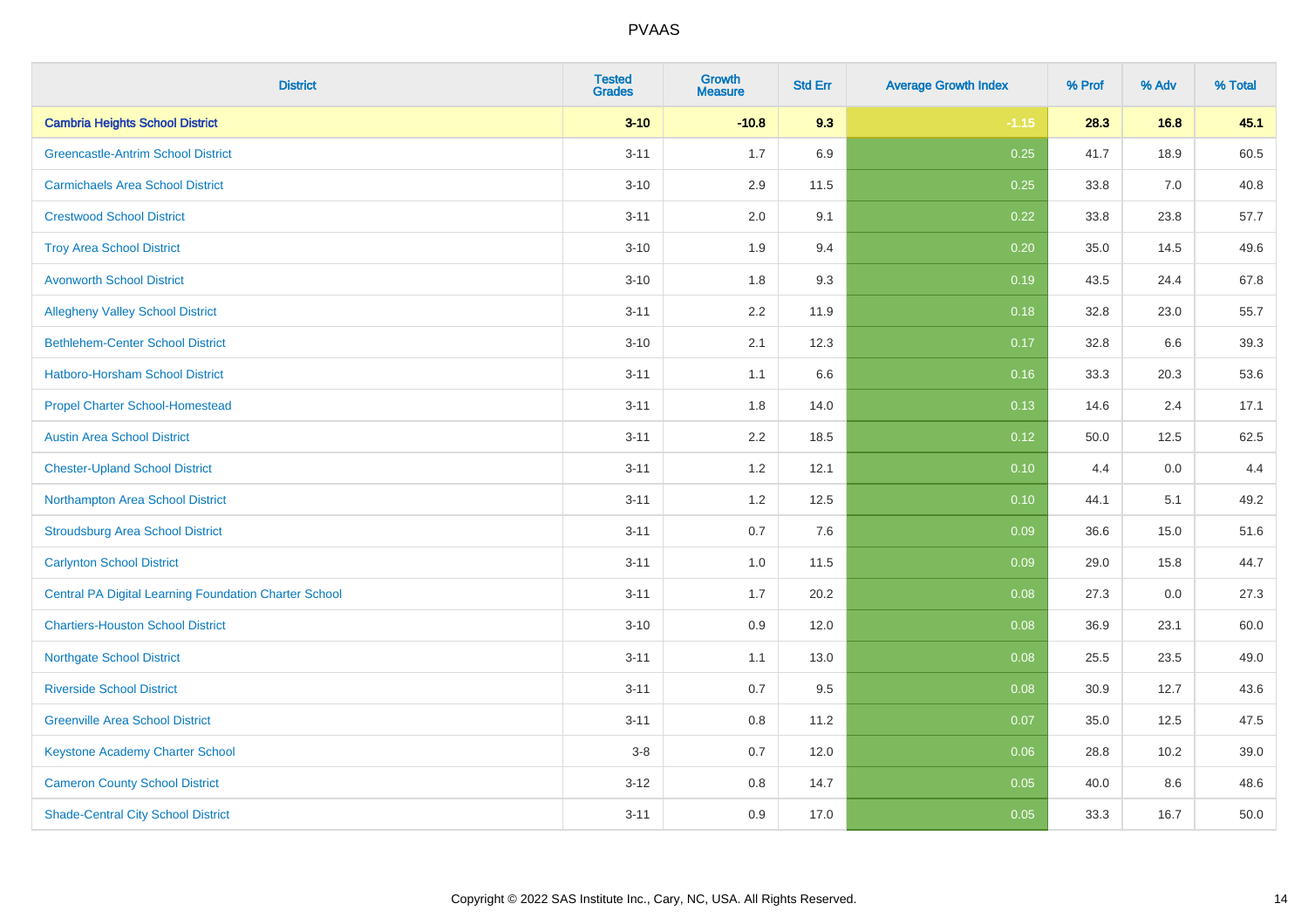| District | Tested Grades | Growth Measure | Std Err | Average Growth Index | % Prof | % Adv | % Total |
|---|---|---|---|---|---|---|---|
| **Cambria Heights School District** | **3-10** | **-10.8** | **9.3** | **-1.15** | **28.3** | **16.8** | **45.1** |
| Greencastle-Antrim School District | 3-11 | 1.7 | 6.9 | 0.25 | 41.7 | 18.9 | 60.5 |
| Carmichaels Area School District | 3-10 | 2.9 | 11.5 | 0.25 | 33.8 | 7.0 | 40.8 |
| Crestwood School District | 3-11 | 2.0 | 9.1 | 0.22 | 33.8 | 23.8 | 57.7 |
| Troy Area School District | 3-10 | 1.9 | 9.4 | 0.20 | 35.0 | 14.5 | 49.6 |
| Avonworth School District | 3-10 | 1.8 | 9.3 | 0.19 | 43.5 | 24.4 | 67.8 |
| Allegheny Valley School District | 3-11 | 2.2 | 11.9 | 0.18 | 32.8 | 23.0 | 55.7 |
| Bethlehem-Center School District | 3-10 | 2.1 | 12.3 | 0.17 | 32.8 | 6.6 | 39.3 |
| Hatboro-Horsham School District | 3-11 | 1.1 | 6.6 | 0.16 | 33.3 | 20.3 | 53.6 |
| Propel Charter School-Homestead | 3-11 | 1.8 | 14.0 | 0.13 | 14.6 | 2.4 | 17.1 |
| Austin Area School District | 3-11 | 2.2 | 18.5 | 0.12 | 50.0 | 12.5 | 62.5 |
| Chester-Upland School District | 3-11 | 1.2 | 12.1 | 0.10 | 4.4 | 0.0 | 4.4 |
| Northampton Area School District | 3-11 | 1.2 | 12.5 | 0.10 | 44.1 | 5.1 | 49.2 |
| Stroudsburg Area School District | 3-11 | 0.7 | 7.6 | 0.09 | 36.6 | 15.0 | 51.6 |
| Carlynton School District | 3-11 | 1.0 | 11.5 | 0.09 | 29.0 | 15.8 | 44.7 |
| Central PA Digital Learning Foundation Charter School | 3-11 | 1.7 | 20.2 | 0.08 | 27.3 | 0.0 | 27.3 |
| Chartiers-Houston School District | 3-10 | 0.9 | 12.0 | 0.08 | 36.9 | 23.1 | 60.0 |
| Northgate School District | 3-11 | 1.1 | 13.0 | 0.08 | 25.5 | 23.5 | 49.0 |
| Riverside School District | 3-11 | 0.7 | 9.5 | 0.08 | 30.9 | 12.7 | 43.6 |
| Greenville Area School District | 3-11 | 0.8 | 11.2 | 0.07 | 35.0 | 12.5 | 47.5 |
| Keystone Academy Charter School | 3-8 | 0.7 | 12.0 | 0.06 | 28.8 | 10.2 | 39.0 |
| Cameron County School District | 3-12 | 0.8 | 14.7 | 0.05 | 40.0 | 8.6 | 48.6 |
| Shade-Central City School District | 3-11 | 0.9 | 17.0 | 0.05 | 33.3 | 16.7 | 50.0 |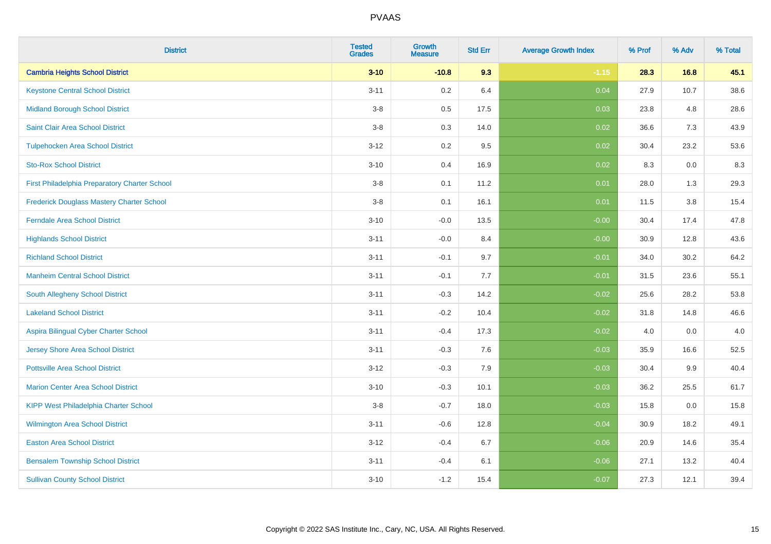# PVAAS

| District | Tested Grades | Growth Measure | Std Err | Average Growth Index | % Prof | % Adv | % Total |
|---|---|---|---|---|---|---|---|
| **Cambria Heights School District** | **3-10** | **-10.8** | **9.3** | **-1.15** | **28.3** | **16.8** | **45.1** |
| Keystone Central School District | 3-11 | 0.2 | 6.4 | 0.04 | 27.9 | 10.7 | 38.6 |
| Midland Borough School District | 3-8 | 0.5 | 17.5 | 0.03 | 23.8 | 4.8 | 28.6 |
| Saint Clair Area School District | 3-8 | 0.3 | 14.0 | 0.02 | 36.6 | 7.3 | 43.9 |
| Tulpehocken Area School District | 3-12 | 0.2 | 9.5 | 0.02 | 30.4 | 23.2 | 53.6 |
| Sto-Rox School District | 3-10 | 0.4 | 16.9 | 0.02 | 8.3 | 0.0 | 8.3 |
| First Philadelphia Preparatory Charter School | 3-8 | 0.1 | 11.2 | 0.01 | 28.0 | 1.3 | 29.3 |
| Frederick Douglass Mastery Charter School | 3-8 | 0.1 | 16.1 | 0.01 | 11.5 | 3.8 | 15.4 |
| Ferndale Area School District | 3-10 | -0.0 | 13.5 | -0.00 | 30.4 | 17.4 | 47.8 |
| Highlands School District | 3-11 | -0.0 | 8.4 | -0.00 | 30.9 | 12.8 | 43.6 |
| Richland School District | 3-11 | -0.1 | 9.7 | -0.01 | 34.0 | 30.2 | 64.2 |
| Manheim Central School District | 3-11 | -0.1 | 7.7 | -0.01 | 31.5 | 23.6 | 55.1 |
| South Allegheny School District | 3-11 | -0.3 | 14.2 | -0.02 | 25.6 | 28.2 | 53.8 |
| Lakeland School District | 3-11 | -0.2 | 10.4 | -0.02 | 31.8 | 14.8 | 46.6 |
| Aspira Bilingual Cyber Charter School | 3-11 | -0.4 | 17.3 | -0.02 | 4.0 | 0.0 | 4.0 |
| Jersey Shore Area School District | 3-11 | -0.3 | 7.6 | -0.03 | 35.9 | 16.6 | 52.5 |
| Pottsville Area School District | 3-12 | -0.3 | 7.9 | -0.03 | 30.4 | 9.9 | 40.4 |
| Marion Center Area School District | 3-10 | -0.3 | 10.1 | -0.03 | 36.2 | 25.5 | 61.7 |
| KIPP West Philadelphia Charter School | 3-8 | -0.7 | 18.0 | -0.03 | 15.8 | 0.0 | 15.8 |
| Wilmington Area School District | 3-11 | -0.6 | 12.8 | -0.04 | 30.9 | 18.2 | 49.1 |
| Easton Area School District | 3-12 | -0.4 | 6.7 | -0.06 | 20.9 | 14.6 | 35.4 |
| Bensalem Township School District | 3-11 | -0.4 | 6.1 | -0.06 | 27.1 | 13.2 | 40.4 |
| Sullivan County School District | 3-10 | -1.2 | 15.4 | -0.07 | 27.3 | 12.1 | 39.4 |

Copyright © 2022 SAS Institute Inc., Cary, NC, USA. All Rights Reserved.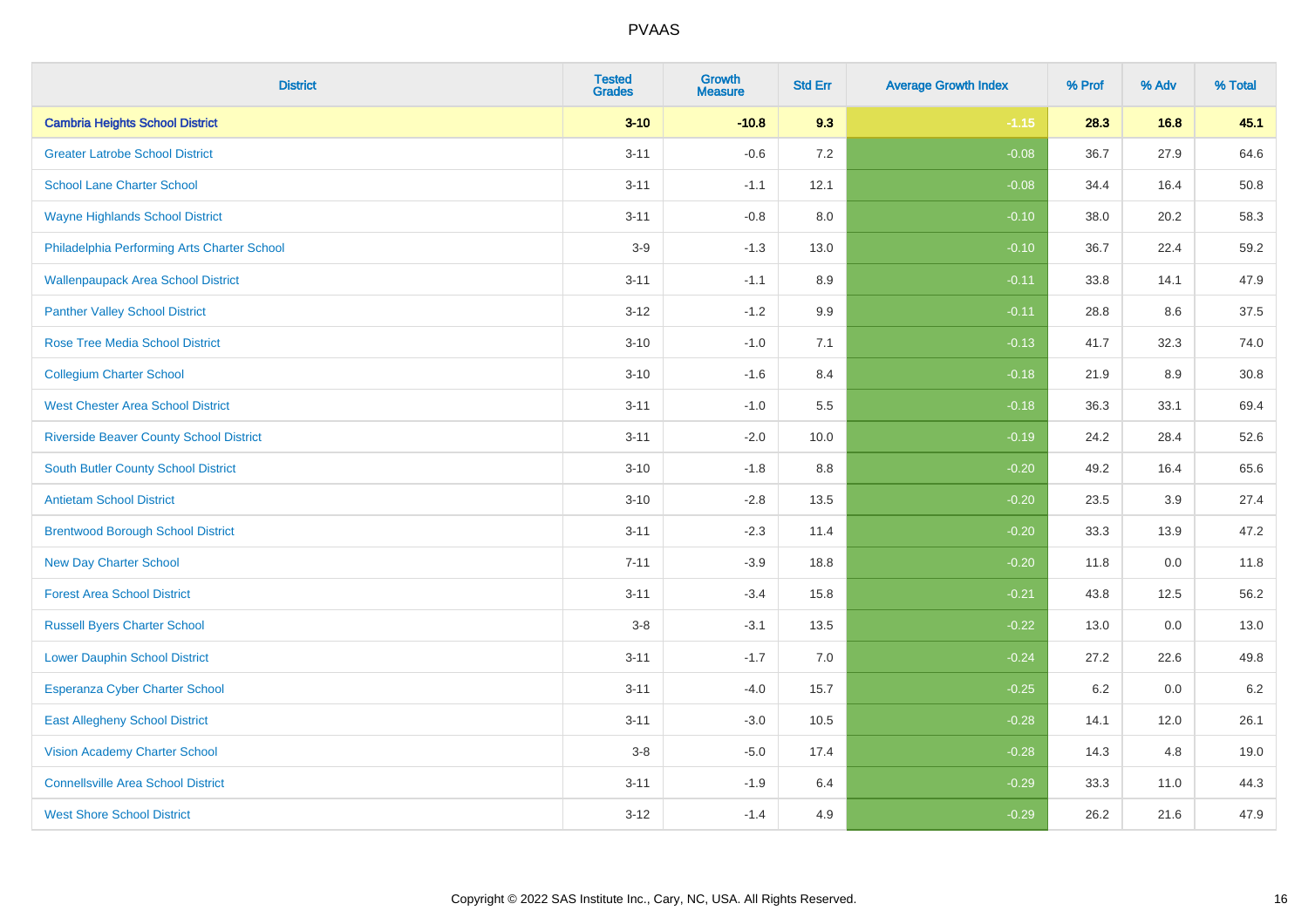| District | Tested Grades | Growth Measure | Std Err | Average Growth Index | % Prof | % Adv | % Total |
|---|---|---|---|---|---|---|---|
| **Cambria Heights School District** | **3-10** | **-10.8** | **9.3** | **-1.15** | **28.3** | **16.8** | **45.1** |
| Greater Latrobe School District | 3-11 | -0.6 | 7.2 | -0.08 | 36.7 | 27.9 | 64.6 |
| School Lane Charter School | 3-11 | -1.1 | 12.1 | -0.08 | 34.4 | 16.4 | 50.8 |
| Wayne Highlands School District | 3-11 | -0.8 | 8.0 | -0.10 | 38.0 | 20.2 | 58.3 |
| Philadelphia Performing Arts Charter School | 3-9 | -1.3 | 13.0 | -0.10 | 36.7 | 22.4 | 59.2 |
| Wallenpaupack Area School District | 3-11 | -1.1 | 8.9 | -0.11 | 33.8 | 14.1 | 47.9 |
| Panther Valley School District | 3-12 | -1.2 | 9.9 | -0.11 | 28.8 | 8.6 | 37.5 |
| Rose Tree Media School District | 3-10 | -1.0 | 7.1 | -0.13 | 41.7 | 32.3 | 74.0 |
| Collegium Charter School | 3-10 | -1.6 | 8.4 | -0.18 | 21.9 | 8.9 | 30.8 |
| West Chester Area School District | 3-11 | -1.0 | 5.5 | -0.18 | 36.3 | 33.1 | 69.4 |
| Riverside Beaver County School District | 3-11 | -2.0 | 10.0 | -0.19 | 24.2 | 28.4 | 52.6 |
| South Butler County School District | 3-10 | -1.8 | 8.8 | -0.20 | 49.2 | 16.4 | 65.6 |
| Antietam School District | 3-10 | -2.8 | 13.5 | -0.20 | 23.5 | 3.9 | 27.4 |
| Brentwood Borough School District | 3-11 | -2.3 | 11.4 | -0.20 | 33.3 | 13.9 | 47.2 |
| New Day Charter School | 7-11 | -3.9 | 18.8 | -0.20 | 11.8 | 0.0 | 11.8 |
| Forest Area School District | 3-11 | -3.4 | 15.8 | -0.21 | 43.8 | 12.5 | 56.2 |
| Russell Byers Charter School | 3-8 | -3.1 | 13.5 | -0.22 | 13.0 | 0.0 | 13.0 |
| Lower Dauphin School District | 3-11 | -1.7 | 7.0 | -0.24 | 27.2 | 22.6 | 49.8 |
| Esperanza Cyber Charter School | 3-11 | -4.0 | 15.7 | -0.25 | 6.2 | 0.0 | 6.2 |
| East Allegheny School District | 3-11 | -3.0 | 10.5 | -0.28 | 14.1 | 12.0 | 26.1 |
| Vision Academy Charter School | 3-8 | -5.0 | 17.4 | -0.28 | 14.3 | 4.8 | 19.0 |
| Connellsville Area School District | 3-11 | -1.9 | 6.4 | -0.29 | 33.3 | 11.0 | 44.3 |
| West Shore School District | 3-12 | -1.4 | 4.9 | -0.29 | 26.2 | 21.6 | 47.9 |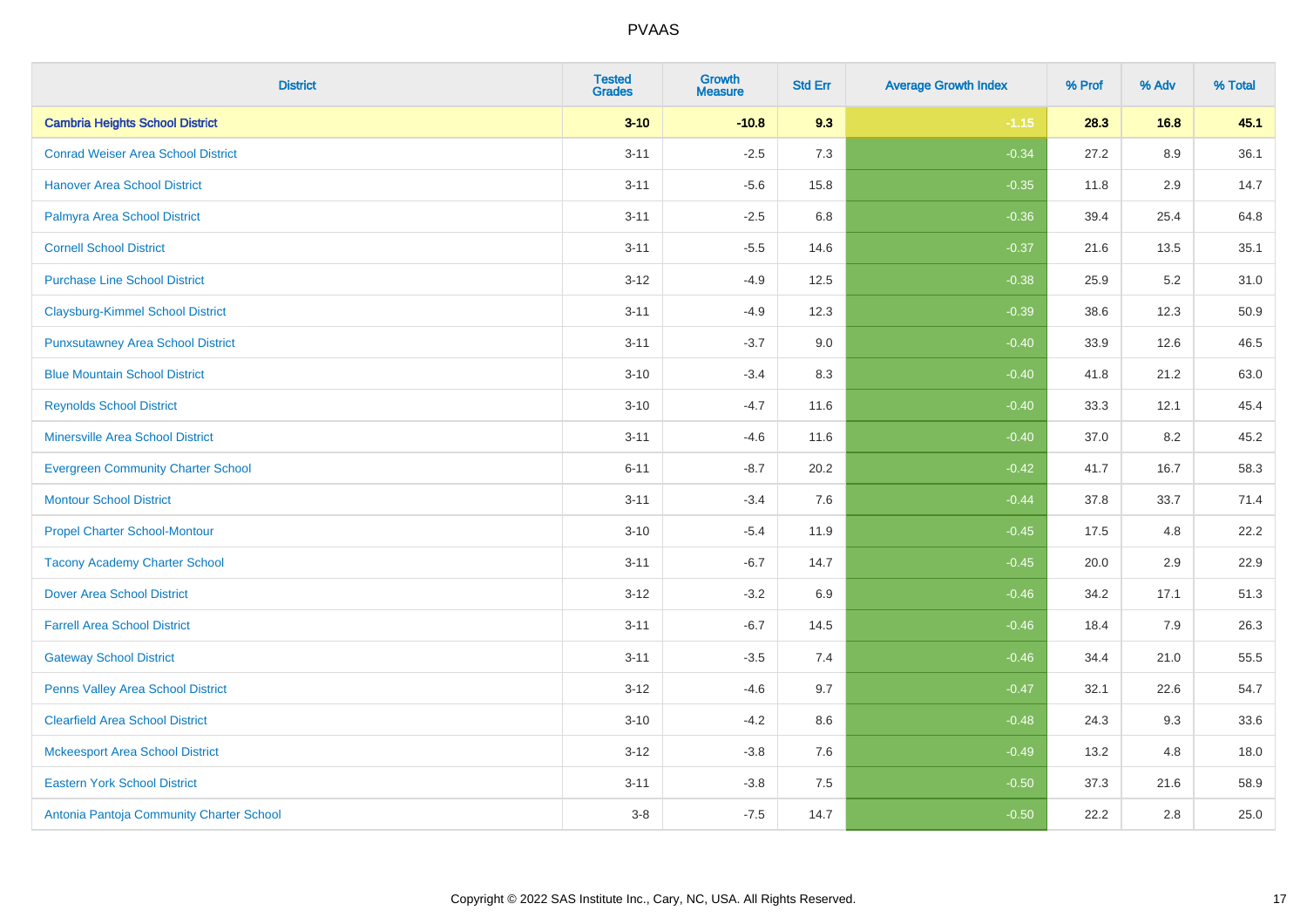| District | Tested Grades | Growth Measure | Std Err | Average Growth Index | % Prof | % Adv | % Total |
|---|---|---|---|---|---|---|---|
| **Cambria Heights School District** | **3-10** | **-10.8** | **9.3** | **-1.15** | **28.3** | **16.8** | **45.1** |
| Conrad Weiser Area School District | 3-11 | -2.5 | 7.3 | -0.34 | 27.2 | 8.9 | 36.1 |
| Hanover Area School District | 3-11 | -5.6 | 15.8 | -0.35 | 11.8 | 2.9 | 14.7 |
| Palmyra Area School District | 3-11 | -2.5 | 6.8 | -0.36 | 39.4 | 25.4 | 64.8 |
| Cornell School District | 3-11 | -5.5 | 14.6 | -0.37 | 21.6 | 13.5 | 35.1 |
| Purchase Line School District | 3-12 | -4.9 | 12.5 | -0.38 | 25.9 | 5.2 | 31.0 |
| Claysburg-Kimmel School District | 3-11 | -4.9 | 12.3 | -0.39 | 38.6 | 12.3 | 50.9 |
| Punxsutawney Area School District | 3-11 | -3.7 | 9.0 | -0.40 | 33.9 | 12.6 | 46.5 |
| Blue Mountain School District | 3-10 | -3.4 | 8.3 | -0.40 | 41.8 | 21.2 | 63.0 |
| Reynolds School District | 3-10 | -4.7 | 11.6 | -0.40 | 33.3 | 12.1 | 45.4 |
| Minersville Area School District | 3-11 | -4.6 | 11.6 | -0.40 | 37.0 | 8.2 | 45.2 |
| Evergreen Community Charter School | 6-11 | -8.7 | 20.2 | -0.42 | 41.7 | 16.7 | 58.3 |
| Montour School District | 3-11 | -3.4 | 7.6 | -0.44 | 37.8 | 33.7 | 71.4 |
| Propel Charter School-Montour | 3-10 | -5.4 | 11.9 | -0.45 | 17.5 | 4.8 | 22.2 |
| Tacony Academy Charter School | 3-11 | -6.7 | 14.7 | -0.45 | 20.0 | 2.9 | 22.9 |
| Dover Area School District | 3-12 | -3.2 | 6.9 | -0.46 | 34.2 | 17.1 | 51.3 |
| Farrell Area School District | 3-11 | -6.7 | 14.5 | -0.46 | 18.4 | 7.9 | 26.3 |
| Gateway School District | 3-11 | -3.5 | 7.4 | -0.46 | 34.4 | 21.0 | 55.5 |
| Penns Valley Area School District | 3-12 | -4.6 | 9.7 | -0.47 | 32.1 | 22.6 | 54.7 |
| Clearfield Area School District | 3-10 | -4.2 | 8.6 | -0.48 | 24.3 | 9.3 | 33.6 |
| Mckeesport Area School District | 3-12 | -3.8 | 7.6 | -0.49 | 13.2 | 4.8 | 18.0 |
| Eastern York School District | 3-11 | -3.8 | 7.5 | -0.50 | 37.3 | 21.6 | 58.9 |
| Antonia Pantoja Community Charter School | 3-8 | -7.5 | 14.7 | -0.50 | 22.2 | 2.8 | 25.0 |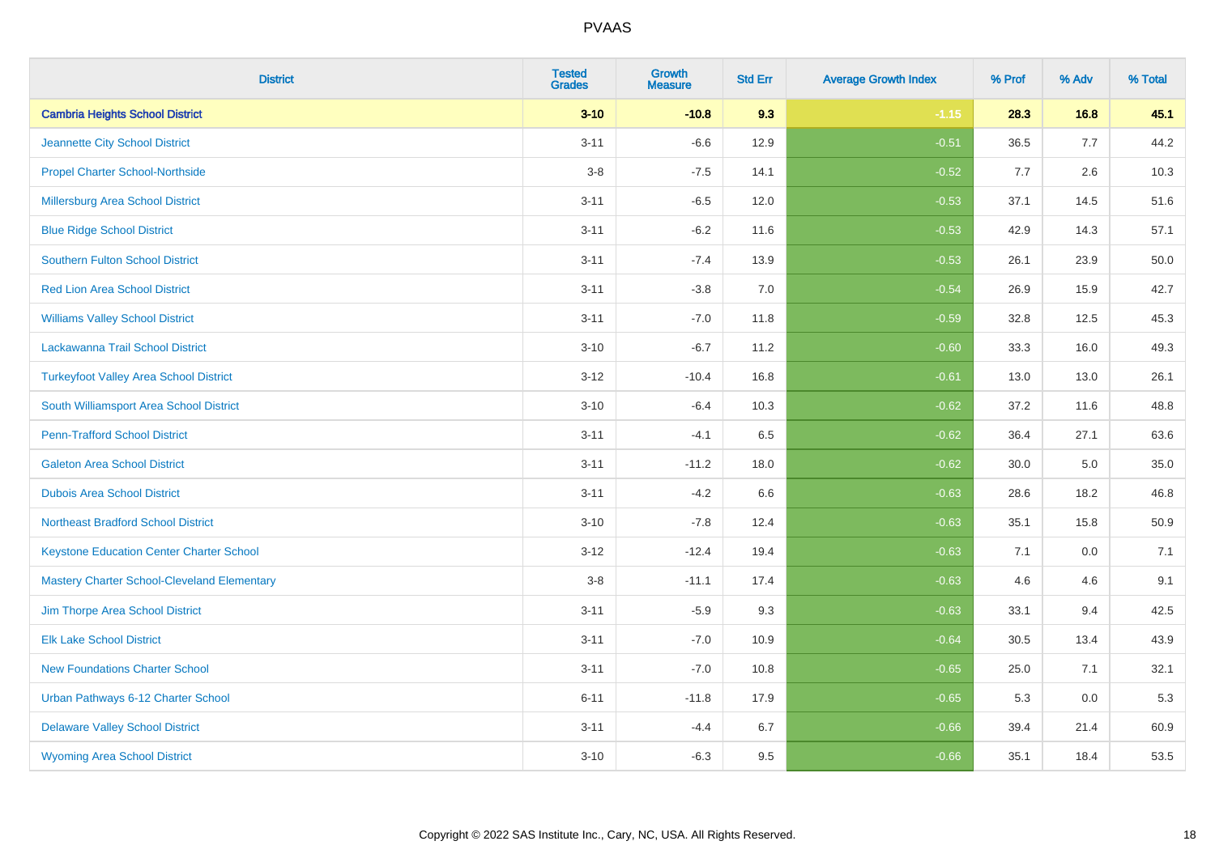# PVAAS

| District | Tested Grades | Growth Measure | Std Err | Average Growth Index | % Prof | % Adv | % Total |
|---|---|---|---|---|---|---|---|
| **Cambria Heights School District** | **3-10** | **-10.8** | **9.3** | **-1.15** | **28.3** | **16.8** | **45.1** |
| Jeannette City School District | 3-11 | -6.6 | 12.9 | -0.51 | 36.5 | 7.7 | 44.2 |
| Propel Charter School-Northside | 3-8 | -7.5 | 14.1 | -0.52 | 7.7 | 2.6 | 10.3 |
| Millersburg Area School District | 3-11 | -6.5 | 12.0 | -0.53 | 37.1 | 14.5 | 51.6 |
| Blue Ridge School District | 3-11 | -6.2 | 11.6 | -0.53 | 42.9 | 14.3 | 57.1 |
| Southern Fulton School District | 3-11 | -7.4 | 13.9 | -0.53 | 26.1 | 23.9 | 50.0 |
| Red Lion Area School District | 3-11 | -3.8 | 7.0 | -0.54 | 26.9 | 15.9 | 42.7 |
| Williams Valley School District | 3-11 | -7.0 | 11.8 | -0.59 | 32.8 | 12.5 | 45.3 |
| Lackawanna Trail School District | 3-10 | -6.7 | 11.2 | -0.60 | 33.3 | 16.0 | 49.3 |
| Turkeyfoot Valley Area School District | 3-12 | -10.4 | 16.8 | -0.61 | 13.0 | 13.0 | 26.1 |
| South Williamsport Area School District | 3-10 | -6.4 | 10.3 | -0.62 | 37.2 | 11.6 | 48.8 |
| Penn-Trafford School District | 3-11 | -4.1 | 6.5 | -0.62 | 36.4 | 27.1 | 63.6 |
| Galeton Area School District | 3-11 | -11.2 | 18.0 | -0.62 | 30.0 | 5.0 | 35.0 |
| Dubois Area School District | 3-11 | -4.2 | 6.6 | -0.63 | 28.6 | 18.2 | 46.8 |
| Northeast Bradford School District | 3-10 | -7.8 | 12.4 | -0.63 | 35.1 | 15.8 | 50.9 |
| Keystone Education Center Charter School | 3-12 | -12.4 | 19.4 | -0.63 | 7.1 | 0.0 | 7.1 |
| Mastery Charter School-Cleveland Elementary | 3-8 | -11.1 | 17.4 | -0.63 | 4.6 | 4.6 | 9.1 |
| Jim Thorpe Area School District | 3-11 | -5.9 | 9.3 | -0.63 | 33.1 | 9.4 | 42.5 |
| Elk Lake School District | 3-11 | -7.0 | 10.9 | -0.64 | 30.5 | 13.4 | 43.9 |
| New Foundations Charter School | 3-11 | -7.0 | 10.8 | -0.65 | 25.0 | 7.1 | 32.1 |
| Urban Pathways 6-12 Charter School | 6-11 | -11.8 | 17.9 | -0.65 | 5.3 | 0.0 | 5.3 |
| Delaware Valley School District | 3-11 | -4.4 | 6.7 | -0.66 | 39.4 | 21.4 | 60.9 |
| Wyoming Area School District | 3-10 | -6.3 | 9.5 | -0.66 | 35.1 | 18.4 | 53.5 |

Copyright © 2022 SAS Institute Inc., Cary, NC, USA. All Rights Reserved.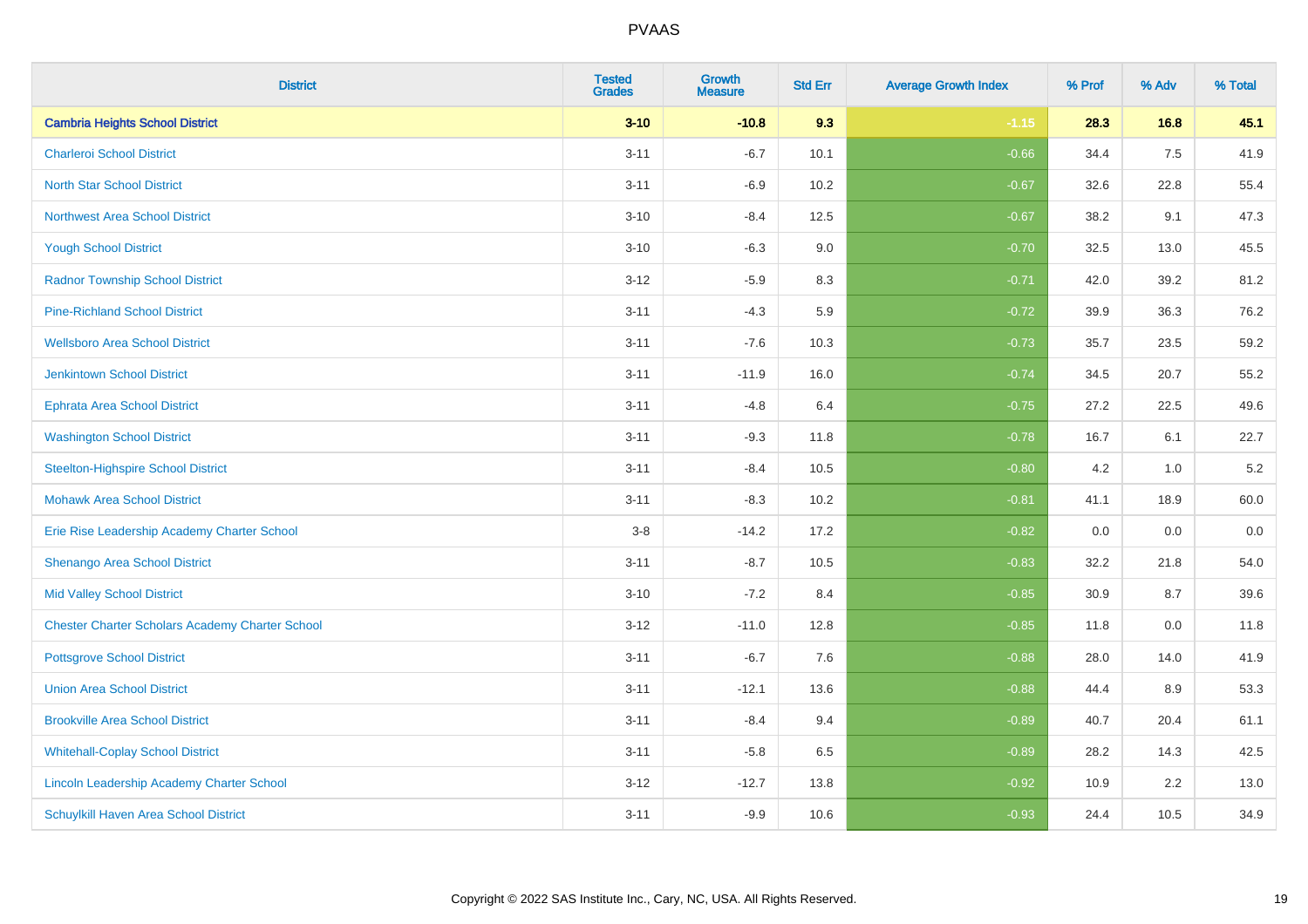# PVAAS

| District | Tested Grades | Growth Measure | Std Err | Average Growth Index | % Prof | % Adv | % Total |
|---|---|---|---|---|---|---|---|
| **Cambria Heights School District** | **3-10** | **-10.8** | **9.3** | **-1.15** | **28.3** | **16.8** | **45.1** |
| Charleroi School District | 3-11 | -6.7 | 10.1 | -0.66 | 34.4 | 7.5 | 41.9 |
| North Star School District | 3-11 | -6.9 | 10.2 | -0.67 | 32.6 | 22.8 | 55.4 |
| Northwest Area School District | 3-10 | -8.4 | 12.5 | -0.67 | 38.2 | 9.1 | 47.3 |
| Yough School District | 3-10 | -6.3 | 9.0 | -0.70 | 32.5 | 13.0 | 45.5 |
| Radnor Township School District | 3-12 | -5.9 | 8.3 | -0.71 | 42.0 | 39.2 | 81.2 |
| Pine-Richland School District | 3-11 | -4.3 | 5.9 | -0.72 | 39.9 | 36.3 | 76.2 |
| Wellsboro Area School District | 3-11 | -7.6 | 10.3 | -0.73 | 35.7 | 23.5 | 59.2 |
| Jenkintown School District | 3-11 | -11.9 | 16.0 | -0.74 | 34.5 | 20.7 | 55.2 |
| Ephrata Area School District | 3-11 | -4.8 | 6.4 | -0.75 | 27.2 | 22.5 | 49.6 |
| Washington School District | 3-11 | -9.3 | 11.8 | -0.78 | 16.7 | 6.1 | 22.7 |
| Steelton-Highspire School District | 3-11 | -8.4 | 10.5 | -0.80 | 4.2 | 1.0 | 5.2 |
| Mohawk Area School District | 3-11 | -8.3 | 10.2 | -0.81 | 41.1 | 18.9 | 60.0 |
| Erie Rise Leadership Academy Charter School | 3-8 | -14.2 | 17.2 | -0.82 | 0.0 | 0.0 | 0.0 |
| Shenango Area School District | 3-11 | -8.7 | 10.5 | -0.83 | 32.2 | 21.8 | 54.0 |
| Mid Valley School District | 3-10 | -7.2 | 8.4 | -0.85 | 30.9 | 8.7 | 39.6 |
| Chester Charter Scholars Academy Charter School | 3-12 | -11.0 | 12.8 | -0.85 | 11.8 | 0.0 | 11.8 |
| Pottsgrove School District | 3-11 | -6.7 | 7.6 | -0.88 | 28.0 | 14.0 | 41.9 |
| Union Area School District | 3-11 | -12.1 | 13.6 | -0.88 | 44.4 | 8.9 | 53.3 |
| Brookville Area School District | 3-11 | -8.4 | 9.4 | -0.89 | 40.7 | 20.4 | 61.1 |
| Whitehall-Coplay School District | 3-11 | -5.8 | 6.5 | -0.89 | 28.2 | 14.3 | 42.5 |
| Lincoln Leadership Academy Charter School | 3-12 | -12.7 | 13.8 | -0.92 | 10.9 | 2.2 | 13.0 |
| Schuylkill Haven Area School District | 3-11 | -9.9 | 10.6 | -0.93 | 24.4 | 10.5 | 34.9 |

Copyright © 2022 SAS Institute Inc., Cary, NC, USA. All Rights Reserved.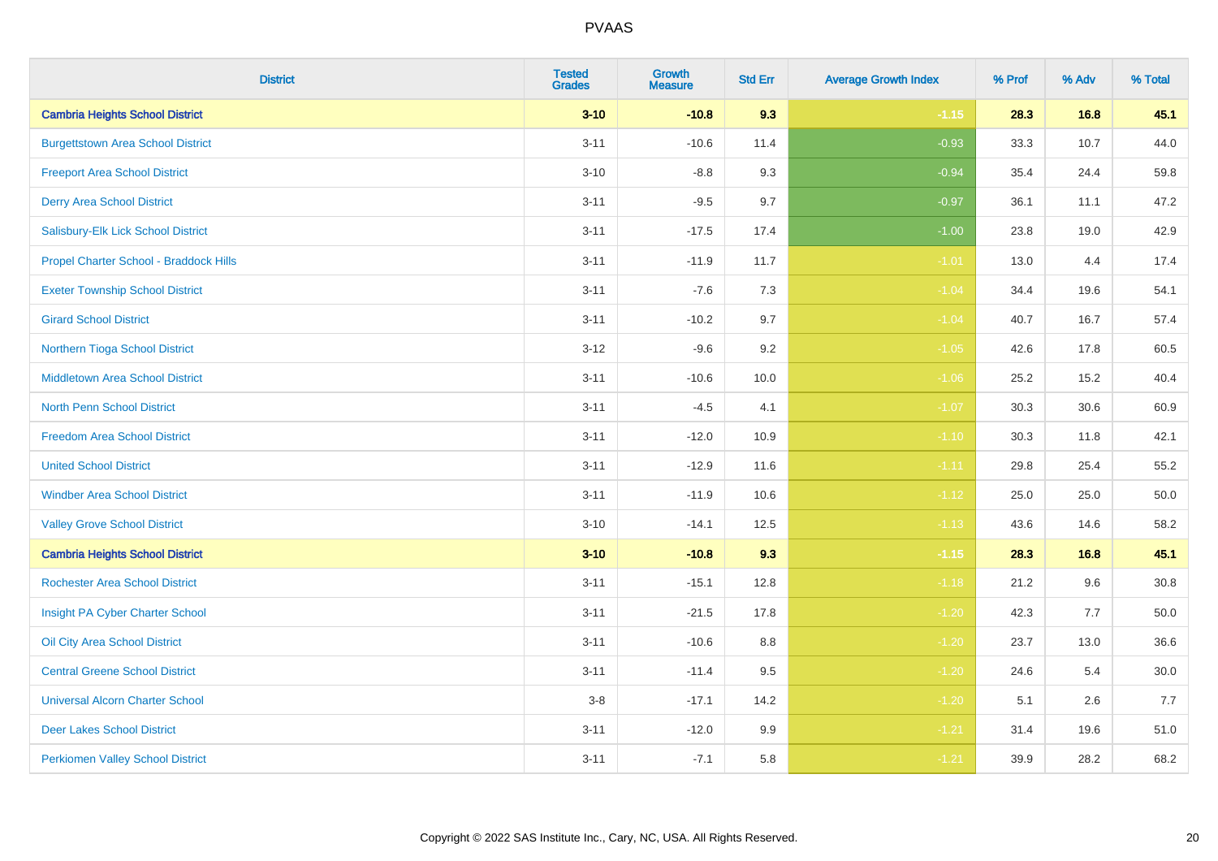| District | Tested Grades | Growth Measure | Std Err | Average Growth Index | % Prof | % Adv | % Total |
|---|---|---|---|---|---|---|---|
| **Cambria Heights School District** | **3-10** | **-10.8** | **9.3** | **-1.15** | **28.3** | **16.8** | **45.1** |
| Burgettstown Area School District | 3-11 | -10.6 | 11.4 | -0.93 | 33.3 | 10.7 | 44.0 |
| Freeport Area School District | 3-10 | -8.8 | 9.3 | -0.94 | 35.4 | 24.4 | 59.8 |
| Derry Area School District | 3-11 | -9.5 | 9.7 | -0.97 | 36.1 | 11.1 | 47.2 |
| Salisbury-Elk Lick School District | 3-11 | -17.5 | 17.4 | -1.00 | 23.8 | 19.0 | 42.9 |
| Propel Charter School - Braddock Hills | 3-11 | -11.9 | 11.7 | -1.01 | 13.0 | 4.4 | 17.4 |
| Exeter Township School District | 3-11 | -7.6 | 7.3 | -1.04 | 34.4 | 19.6 | 54.1 |
| Girard School District | 3-11 | -10.2 | 9.7 | -1.04 | 40.7 | 16.7 | 57.4 |
| Northern Tioga School District | 3-12 | -9.6 | 9.2 | -1.05 | 42.6 | 17.8 | 60.5 |
| Middletown Area School District | 3-11 | -10.6 | 10.0 | -1.06 | 25.2 | 15.2 | 40.4 |
| North Penn School District | 3-11 | -4.5 | 4.1 | -1.07 | 30.3 | 30.6 | 60.9 |
| Freedom Area School District | 3-11 | -12.0 | 10.9 | -1.10 | 30.3 | 11.8 | 42.1 |
| United School District | 3-11 | -12.9 | 11.6 | -1.11 | 29.8 | 25.4 | 55.2 |
| Windber Area School District | 3-11 | -11.9 | 10.6 | -1.12 | 25.0 | 25.0 | 50.0 |
| Valley Grove School District | 3-10 | -14.1 | 12.5 | -1.13 | 43.6 | 14.6 | 58.2 |
| **Cambria Heights School District** | **3-10** | **-10.8** | **9.3** | **-1.15** | **28.3** | **16.8** | **45.1** |
| Rochester Area School District | 3-11 | -15.1 | 12.8 | -1.18 | 21.2 | 9.6 | 30.8 |
| Insight PA Cyber Charter School | 3-11 | -21.5 | 17.8 | -1.20 | 42.3 | 7.7 | 50.0 |
| Oil City Area School District | 3-11 | -10.6 | 8.8 | -1.20 | 23.7 | 13.0 | 36.6 |
| Central Greene School District | 3-11 | -11.4 | 9.5 | -1.20 | 24.6 | 5.4 | 30.0 |
| Universal Alcorn Charter School | 3-8 | -17.1 | 14.2 | -1.20 | 5.1 | 2.6 | 7.7 |
| Deer Lakes School District | 3-11 | -12.0 | 9.9 | -1.21 | 31.4 | 19.6 | 51.0 |
| Perkiomen Valley School District | 3-11 | -7.1 | 5.8 | -1.21 | 39.9 | 28.2 | 68.2 |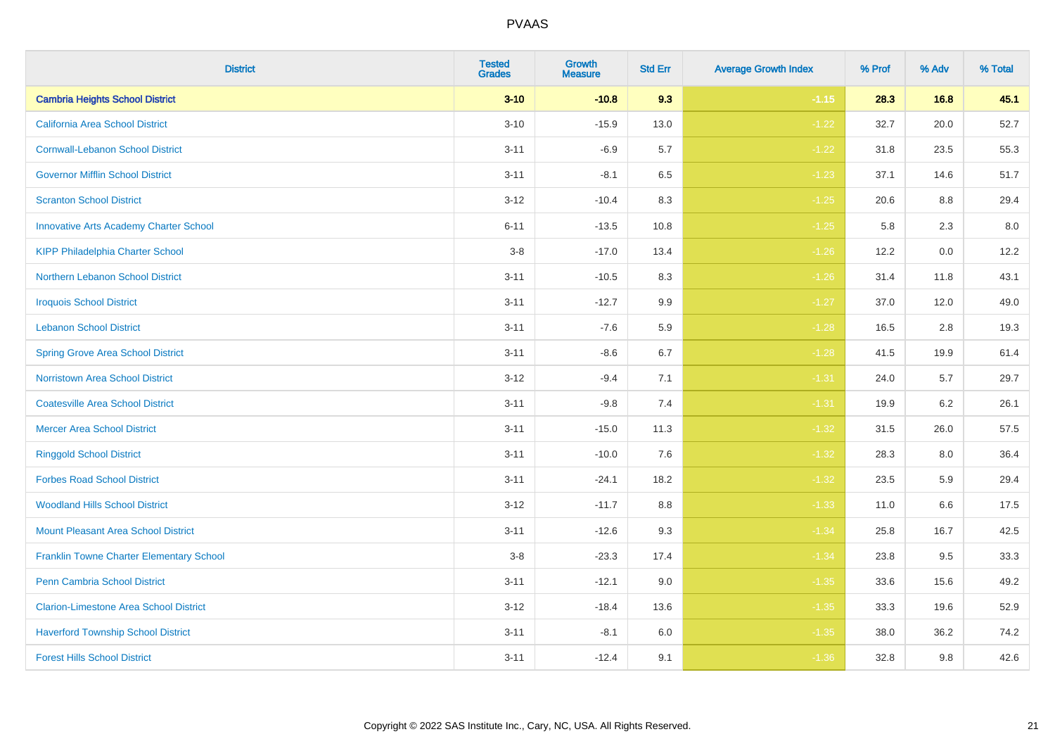# PVAAS

| District | Tested Grades | Growth Measure | Std Err | Average Growth Index | % Prof | % Adv | % Total |
|---|---|---|---|---|---|---|---|
| **Cambria Heights School District** | **3-10** | **-10.8** | **9.3** | **-1.15** | **28.3** | **16.8** | **45.1** |
| California Area School District | 3-10 | -15.9 | 13.0 | -1.22 | 32.7 | 20.0 | 52.7 |
| Cornwall-Lebanon School District | 3-11 | -6.9 | 5.7 | -1.22 | 31.8 | 23.5 | 55.3 |
| Governor Mifflin School District | 3-11 | -8.1 | 6.5 | -1.23 | 37.1 | 14.6 | 51.7 |
| Scranton School District | 3-12 | -10.4 | 8.3 | -1.25 | 20.6 | 8.8 | 29.4 |
| Innovative Arts Academy Charter School | 6-11 | -13.5 | 10.8 | -1.25 | 5.8 | 2.3 | 8.0 |
| KIPP Philadelphia Charter School | 3-8 | -17.0 | 13.4 | -1.26 | 12.2 | 0.0 | 12.2 |
| Northern Lebanon School District | 3-11 | -10.5 | 8.3 | -1.26 | 31.4 | 11.8 | 43.1 |
| Iroquois School District | 3-11 | -12.7 | 9.9 | -1.27 | 37.0 | 12.0 | 49.0 |
| Lebanon School District | 3-11 | -7.6 | 5.9 | -1.28 | 16.5 | 2.8 | 19.3 |
| Spring Grove Area School District | 3-11 | -8.6 | 6.7 | -1.28 | 41.5 | 19.9 | 61.4 |
| Norristown Area School District | 3-12 | -9.4 | 7.1 | -1.31 | 24.0 | 5.7 | 29.7 |
| Coatesville Area School District | 3-11 | -9.8 | 7.4 | -1.31 | 19.9 | 6.2 | 26.1 |
| Mercer Area School District | 3-11 | -15.0 | 11.3 | -1.32 | 31.5 | 26.0 | 57.5 |
| Ringgold School District | 3-11 | -10.0 | 7.6 | -1.32 | 28.3 | 8.0 | 36.4 |
| Forbes Road School District | 3-11 | -24.1 | 18.2 | -1.32 | 23.5 | 5.9 | 29.4 |
| Woodland Hills School District | 3-12 | -11.7 | 8.8 | -1.33 | 11.0 | 6.6 | 17.5 |
| Mount Pleasant Area School District | 3-11 | -12.6 | 9.3 | -1.34 | 25.8 | 16.7 | 42.5 |
| Franklin Towne Charter Elementary School | 3-8 | -23.3 | 17.4 | -1.34 | 23.8 | 9.5 | 33.3 |
| Penn Cambria School District | 3-11 | -12.1 | 9.0 | -1.35 | 33.6 | 15.6 | 49.2 |
| Clarion-Limestone Area School District | 3-12 | -18.4 | 13.6 | -1.35 | 33.3 | 19.6 | 52.9 |
| Haverford Township School District | 3-11 | -8.1 | 6.0 | -1.35 | 38.0 | 36.2 | 74.2 |
| Forest Hills School District | 3-11 | -12.4 | 9.1 | -1.36 | 32.8 | 9.8 | 42.6 |

Copyright © 2022 SAS Institute Inc., Cary, NC, USA. All Rights Reserved.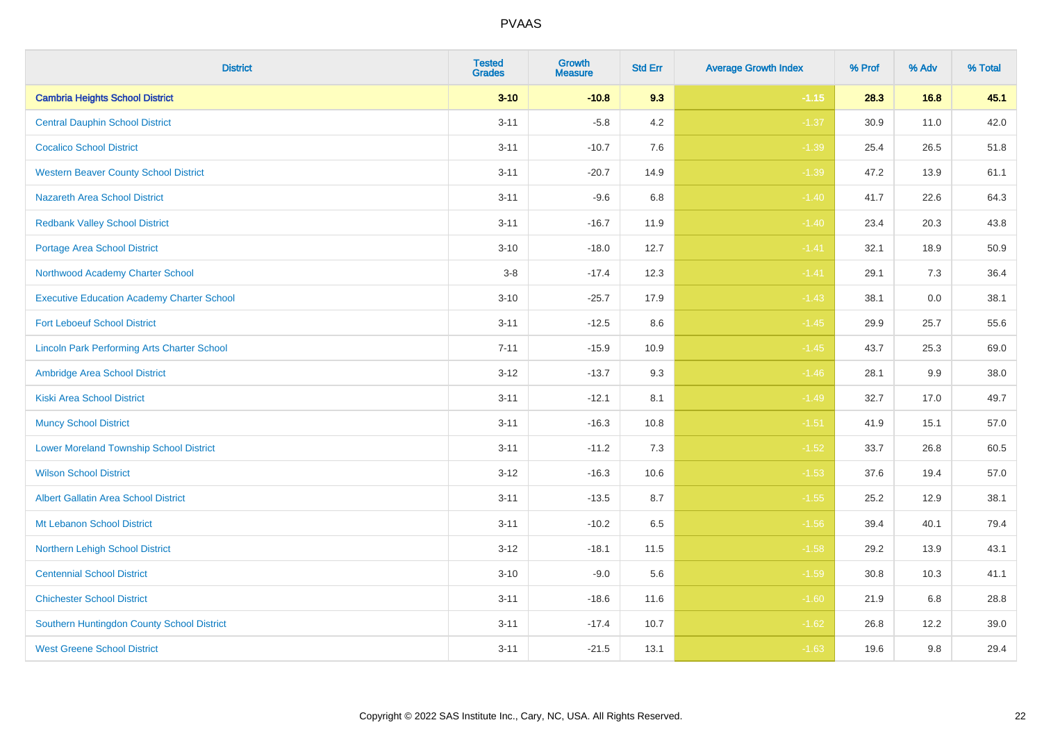# PVAAS

| District | Tested Grades | Growth Measure | Std Err | Average Growth Index | % Prof | % Adv | % Total |
|---|---|---|---|---|---|---|---|
| **Cambria Heights School District** | **3-10** | **-10.8** | **9.3** | **-1.15** | **28.3** | **16.8** | **45.1** |
| Central Dauphin School District | 3-11 | -5.8 | 4.2 | -1.37 | 30.9 | 11.0 | 42.0 |
| Cocalico School District | 3-11 | -10.7 | 7.6 | -1.39 | 25.4 | 26.5 | 51.8 |
| Western Beaver County School District | 3-11 | -20.7 | 14.9 | -1.39 | 47.2 | 13.9 | 61.1 |
| Nazareth Area School District | 3-11 | -9.6 | 6.8 | -1.40 | 41.7 | 22.6 | 64.3 |
| Redbank Valley School District | 3-11 | -16.7 | 11.9 | -1.40 | 23.4 | 20.3 | 43.8 |
| Portage Area School District | 3-10 | -18.0 | 12.7 | -1.41 | 32.1 | 18.9 | 50.9 |
| Northwood Academy Charter School | 3-8 | -17.4 | 12.3 | -1.41 | 29.1 | 7.3 | 36.4 |
| Executive Education Academy Charter School | 3-10 | -25.7 | 17.9 | -1.43 | 38.1 | 0.0 | 38.1 |
| Fort Leboeuf School District | 3-11 | -12.5 | 8.6 | -1.45 | 29.9 | 25.7 | 55.6 |
| Lincoln Park Performing Arts Charter School | 7-11 | -15.9 | 10.9 | -1.45 | 43.7 | 25.3 | 69.0 |
| Ambridge Area School District | 3-12 | -13.7 | 9.3 | -1.46 | 28.1 | 9.9 | 38.0 |
| Kiski Area School District | 3-11 | -12.1 | 8.1 | -1.49 | 32.7 | 17.0 | 49.7 |
| Muncy School District | 3-11 | -16.3 | 10.8 | -1.51 | 41.9 | 15.1 | 57.0 |
| Lower Moreland Township School District | 3-11 | -11.2 | 7.3 | -1.52 | 33.7 | 26.8 | 60.5 |
| Wilson School District | 3-12 | -16.3 | 10.6 | -1.53 | 37.6 | 19.4 | 57.0 |
| Albert Gallatin Area School District | 3-11 | -13.5 | 8.7 | -1.55 | 25.2 | 12.9 | 38.1 |
| Mt Lebanon School District | 3-11 | -10.2 | 6.5 | -1.56 | 39.4 | 40.1 | 79.4 |
| Northern Lehigh School District | 3-12 | -18.1 | 11.5 | -1.58 | 29.2 | 13.9 | 43.1 |
| Centennial School District | 3-10 | -9.0 | 5.6 | -1.59 | 30.8 | 10.3 | 41.1 |
| Chichester School District | 3-11 | -18.6 | 11.6 | -1.60 | 21.9 | 6.8 | 28.8 |
| Southern Huntingdon County School District | 3-11 | -17.4 | 10.7 | -1.62 | 26.8 | 12.2 | 39.0 |
| West Greene School District | 3-11 | -21.5 | 13.1 | -1.63 | 19.6 | 9.8 | 29.4 |

Copyright © 2022 SAS Institute Inc., Cary, NC, USA. All Rights Reserved.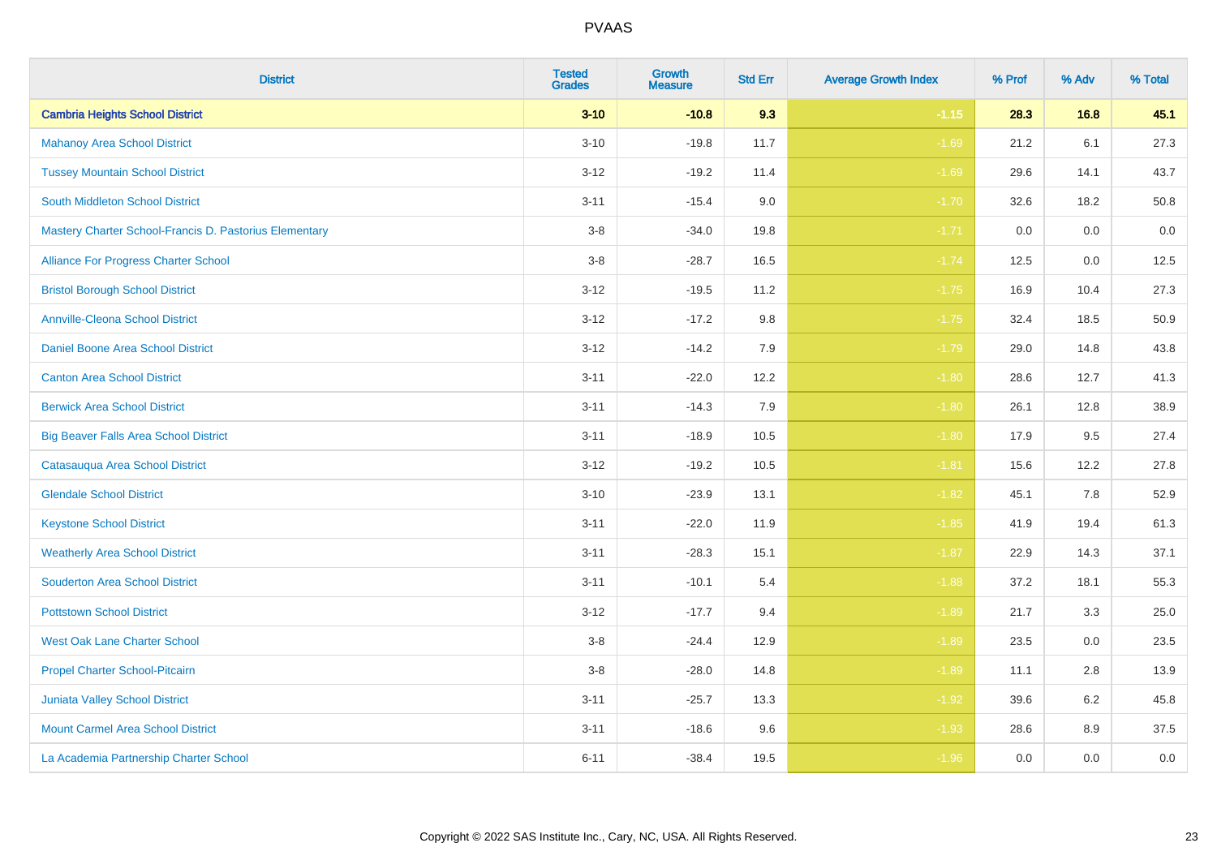# PVAAS

| District | Tested Grades | Growth Measure | Std Err | Average Growth Index | % Prof | % Adv | % Total |
|---|---|---|---|---|---|---|---|
| **Cambria Heights School District** | **3-10** | **-10.8** | **9.3** | **-1.15** | **28.3** | **16.8** | **45.1** |
| Mahanoy Area School District | 3-10 | -19.8 | 11.7 | -1.69 | 21.2 | 6.1 | 27.3 |
| Tussey Mountain School District | 3-12 | -19.2 | 11.4 | -1.69 | 29.6 | 14.1 | 43.7 |
| South Middleton School District | 3-11 | -15.4 | 9.0 | -1.70 | 32.6 | 18.2 | 50.8 |
| Mastery Charter School-Francis D. Pastorius Elementary | 3-8 | -34.0 | 19.8 | -1.71 | 0.0 | 0.0 | 0.0 |
| Alliance For Progress Charter School | 3-8 | -28.7 | 16.5 | -1.74 | 12.5 | 0.0 | 12.5 |
| Bristol Borough School District | 3-12 | -19.5 | 11.2 | -1.75 | 16.9 | 10.4 | 27.3 |
| Annville-Cleona School District | 3-12 | -17.2 | 9.8 | -1.75 | 32.4 | 18.5 | 50.9 |
| Daniel Boone Area School District | 3-12 | -14.2 | 7.9 | -1.79 | 29.0 | 14.8 | 43.8 |
| Canton Area School District | 3-11 | -22.0 | 12.2 | -1.80 | 28.6 | 12.7 | 41.3 |
| Berwick Area School District | 3-11 | -14.3 | 7.9 | -1.80 | 26.1 | 12.8 | 38.9 |
| Big Beaver Falls Area School District | 3-11 | -18.9 | 10.5 | -1.80 | 17.9 | 9.5 | 27.4 |
| Catasauqua Area School District | 3-12 | -19.2 | 10.5 | -1.81 | 15.6 | 12.2 | 27.8 |
| Glendale School District | 3-10 | -23.9 | 13.1 | -1.82 | 45.1 | 7.8 | 52.9 |
| Keystone School District | 3-11 | -22.0 | 11.9 | -1.85 | 41.9 | 19.4 | 61.3 |
| Weatherly Area School District | 3-11 | -28.3 | 15.1 | -1.87 | 22.9 | 14.3 | 37.1 |
| Souderton Area School District | 3-11 | -10.1 | 5.4 | -1.88 | 37.2 | 18.1 | 55.3 |
| Pottstown School District | 3-12 | -17.7 | 9.4 | -1.89 | 21.7 | 3.3 | 25.0 |
| West Oak Lane Charter School | 3-8 | -24.4 | 12.9 | -1.89 | 23.5 | 0.0 | 23.5 |
| Propel Charter School-Pitcairn | 3-8 | -28.0 | 14.8 | -1.89 | 11.1 | 2.8 | 13.9 |
| Juniata Valley School District | 3-11 | -25.7 | 13.3 | -1.92 | 39.6 | 6.2 | 45.8 |
| Mount Carmel Area School District | 3-11 | -18.6 | 9.6 | -1.93 | 28.6 | 8.9 | 37.5 |
| La Academia Partnership Charter School | 6-11 | -38.4 | 19.5 | -1.96 | 0.0 | 0.0 | 0.0 |

Copyright © 2022 SAS Institute Inc., Cary, NC, USA. All Rights Reserved.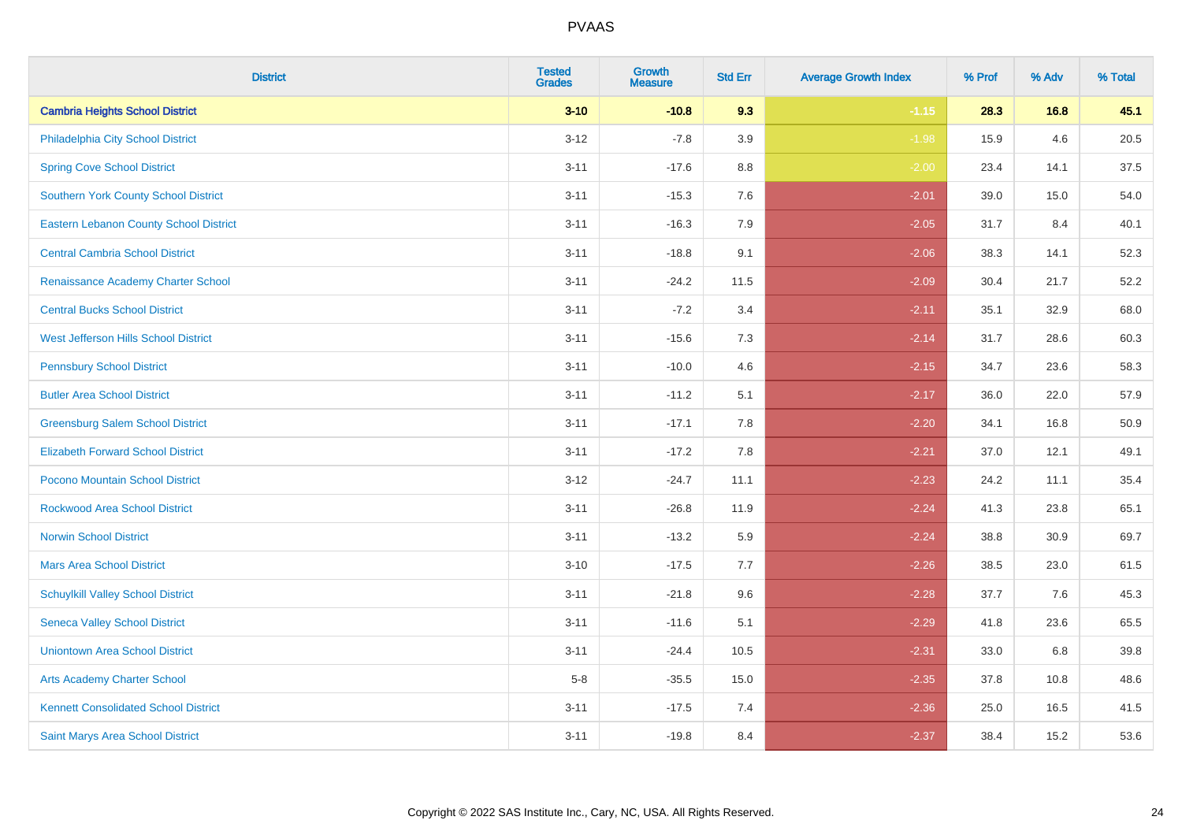| District | Tested Grades | Growth Measure | Std Err | Average Growth Index | % Prof | % Adv | % Total |
|---|---|---|---|---|---|---|---|
| **Cambria Heights School District** | **3-10** | **-10.8** | **9.3** | **-1.15** | **28.3** | **16.8** | **45.1** |
| Philadelphia City School District | 3-12 | -7.8 | 3.9 | -1.98 | 15.9 | 4.6 | 20.5 |
| Spring Cove School District | 3-11 | -17.6 | 8.8 | -2.00 | 23.4 | 14.1 | 37.5 |
| Southern York County School District | 3-11 | -15.3 | 7.6 | -2.01 | 39.0 | 15.0 | 54.0 |
| Eastern Lebanon County School District | 3-11 | -16.3 | 7.9 | -2.05 | 31.7 | 8.4 | 40.1 |
| Central Cambria School District | 3-11 | -18.8 | 9.1 | -2.06 | 38.3 | 14.1 | 52.3 |
| Renaissance Academy Charter School | 3-11 | -24.2 | 11.5 | -2.09 | 30.4 | 21.7 | 52.2 |
| Central Bucks School District | 3-11 | -7.2 | 3.4 | -2.11 | 35.1 | 32.9 | 68.0 |
| West Jefferson Hills School District | 3-11 | -15.6 | 7.3 | -2.14 | 31.7 | 28.6 | 60.3 |
| Pennsbury School District | 3-11 | -10.0 | 4.6 | -2.15 | 34.7 | 23.6 | 58.3 |
| Butler Area School District | 3-11 | -11.2 | 5.1 | -2.17 | 36.0 | 22.0 | 57.9 |
| Greensburg Salem School District | 3-11 | -17.1 | 7.8 | -2.20 | 34.1 | 16.8 | 50.9 |
| Elizabeth Forward School District | 3-11 | -17.2 | 7.8 | -2.21 | 37.0 | 12.1 | 49.1 |
| Pocono Mountain School District | 3-12 | -24.7 | 11.1 | -2.23 | 24.2 | 11.1 | 35.4 |
| Rockwood Area School District | 3-11 | -26.8 | 11.9 | -2.24 | 41.3 | 23.8 | 65.1 |
| Norwin School District | 3-11 | -13.2 | 5.9 | -2.24 | 38.8 | 30.9 | 69.7 |
| Mars Area School District | 3-10 | -17.5 | 7.7 | -2.26 | 38.5 | 23.0 | 61.5 |
| Schuylkill Valley School District | 3-11 | -21.8 | 9.6 | -2.28 | 37.7 | 7.6 | 45.3 |
| Seneca Valley School District | 3-11 | -11.6 | 5.1 | -2.29 | 41.8 | 23.6 | 65.5 |
| Uniontown Area School District | 3-11 | -24.4 | 10.5 | -2.31 | 33.0 | 6.8 | 39.8 |
| Arts Academy Charter School | 5-8 | -35.5 | 15.0 | -2.35 | 37.8 | 10.8 | 48.6 |
| Kennett Consolidated School District | 3-11 | -17.5 | 7.4 | -2.36 | 25.0 | 16.5 | 41.5 |
| Saint Marys Area School District | 3-11 | -19.8 | 8.4 | -2.37 | 38.4 | 15.2 | 53.6 |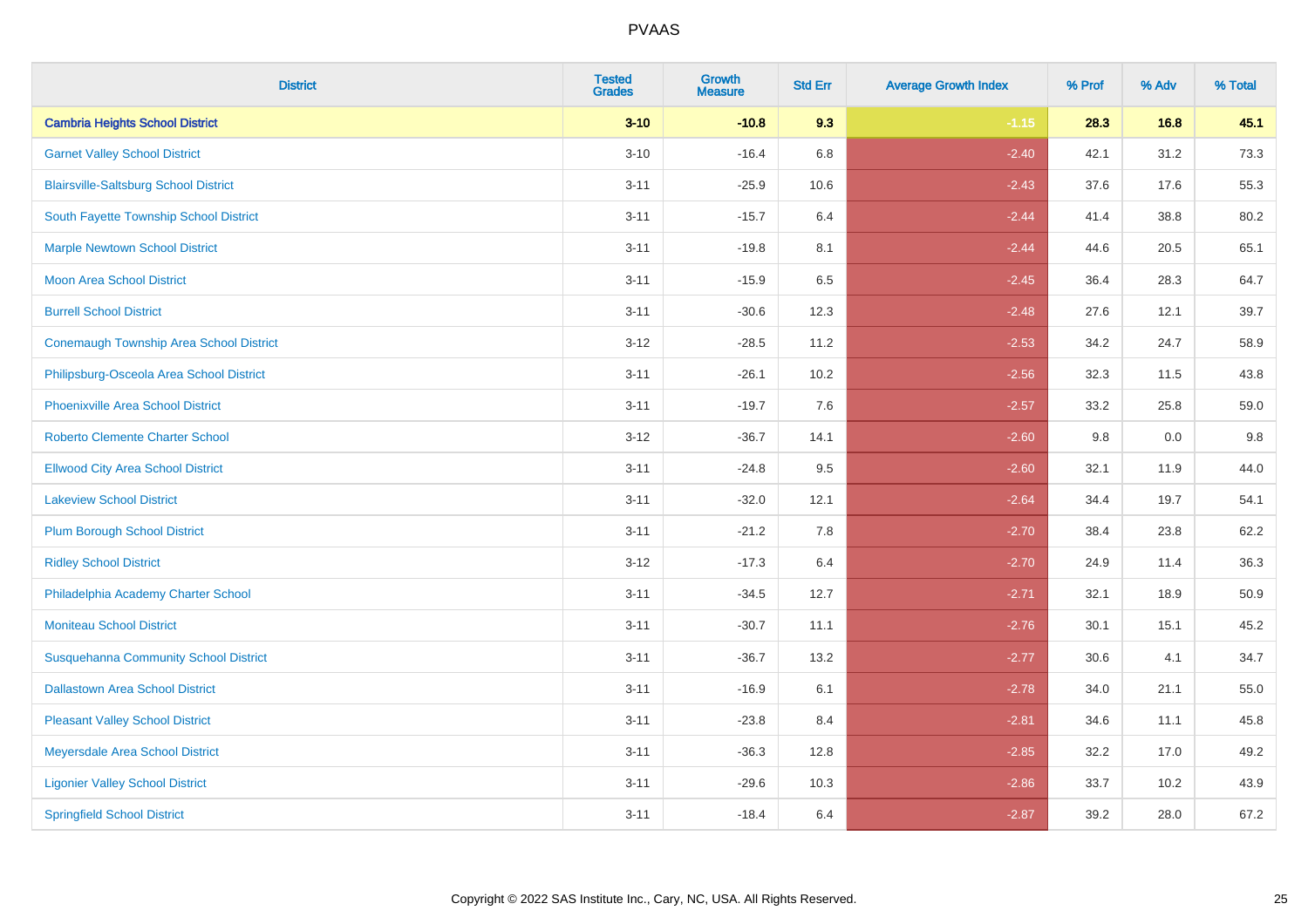# PVAAS

| District | Tested Grades | Growth Measure | Std Err | Average Growth Index | % Prof | % Adv | % Total |
|---|---|---|---|---|---|---|---|
| **Cambria Heights School District** | **3-10** | **-10.8** | **9.3** | **-1.15** | **28.3** | **16.8** | **45.1** |
| Garnet Valley School District | 3-10 | -16.4 | 6.8 | -2.40 | 42.1 | 31.2 | 73.3 |
| Blairsville-Saltsburg School District | 3-11 | -25.9 | 10.6 | -2.43 | 37.6 | 17.6 | 55.3 |
| South Fayette Township School District | 3-11 | -15.7 | 6.4 | -2.44 | 41.4 | 38.8 | 80.2 |
| Marple Newtown School District | 3-11 | -19.8 | 8.1 | -2.44 | 44.6 | 20.5 | 65.1 |
| Moon Area School District | 3-11 | -15.9 | 6.5 | -2.45 | 36.4 | 28.3 | 64.7 |
| Burrell School District | 3-11 | -30.6 | 12.3 | -2.48 | 27.6 | 12.1 | 39.7 |
| Conemaugh Township Area School District | 3-12 | -28.5 | 11.2 | -2.53 | 34.2 | 24.7 | 58.9 |
| Philipsburg-Osceola Area School District | 3-11 | -26.1 | 10.2 | -2.56 | 32.3 | 11.5 | 43.8 |
| Phoenixville Area School District | 3-11 | -19.7 | 7.6 | -2.57 | 33.2 | 25.8 | 59.0 |
| Roberto Clemente Charter School | 3-12 | -36.7 | 14.1 | -2.60 | 9.8 | 0.0 | 9.8 |
| Ellwood City Area School District | 3-11 | -24.8 | 9.5 | -2.60 | 32.1 | 11.9 | 44.0 |
| Lakeview School District | 3-11 | -32.0 | 12.1 | -2.64 | 34.4 | 19.7 | 54.1 |
| Plum Borough School District | 3-11 | -21.2 | 7.8 | -2.70 | 38.4 | 23.8 | 62.2 |
| Ridley School District | 3-12 | -17.3 | 6.4 | -2.70 | 24.9 | 11.4 | 36.3 |
| Philadelphia Academy Charter School | 3-11 | -34.5 | 12.7 | -2.71 | 32.1 | 18.9 | 50.9 |
| Moniteau School District | 3-11 | -30.7 | 11.1 | -2.76 | 30.1 | 15.1 | 45.2 |
| Susquehanna Community School District | 3-11 | -36.7 | 13.2 | -2.77 | 30.6 | 4.1 | 34.7 |
| Dallastown Area School District | 3-11 | -16.9 | 6.1 | -2.78 | 34.0 | 21.1 | 55.0 |
| Pleasant Valley School District | 3-11 | -23.8 | 8.4 | -2.81 | 34.6 | 11.1 | 45.8 |
| Meyersdale Area School District | 3-11 | -36.3 | 12.8 | -2.85 | 32.2 | 17.0 | 49.2 |
| Ligonier Valley School District | 3-11 | -29.6 | 10.3 | -2.86 | 33.7 | 10.2 | 43.9 |
| Springfield School District | 3-11 | -18.4 | 6.4 | -2.87 | 39.2 | 28.0 | 67.2 |

Copyright © 2022 SAS Institute Inc., Cary, NC, USA. All Rights Reserved.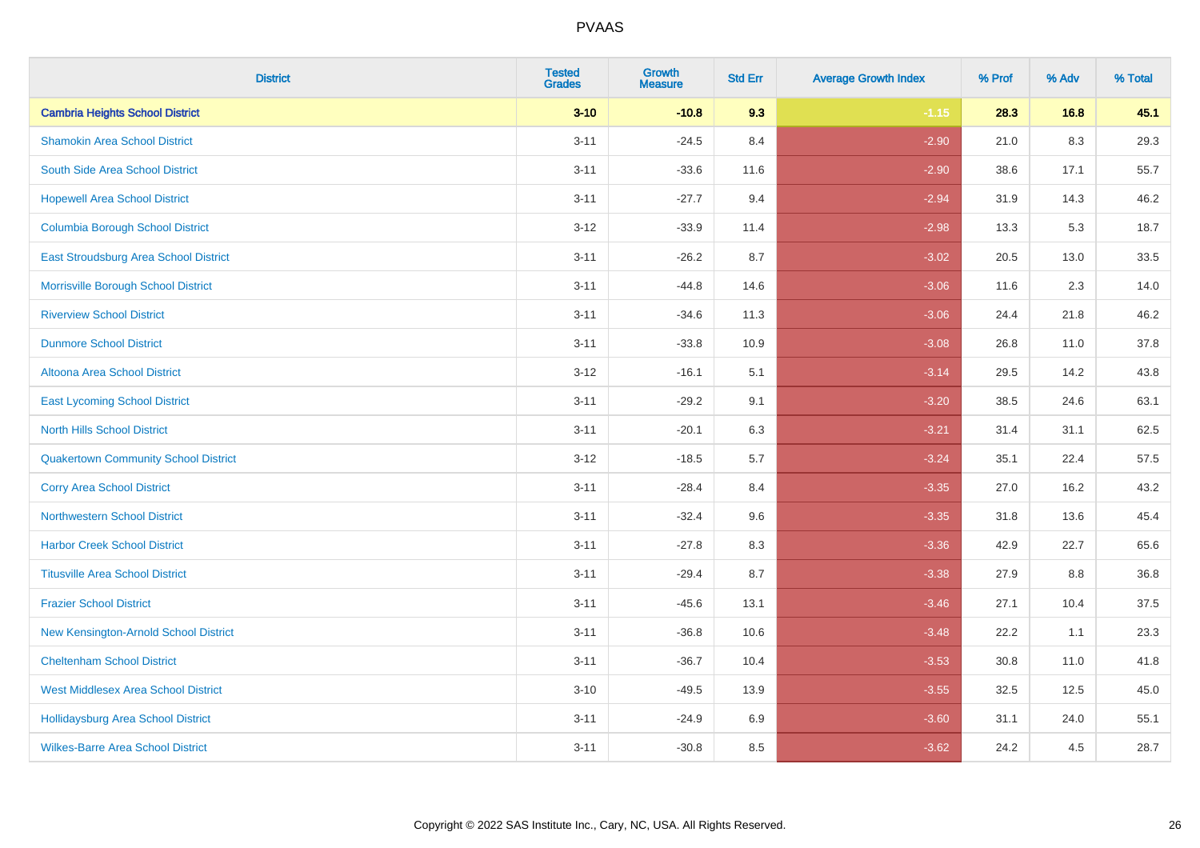# PVAAS

| District | Tested Grades | Growth Measure | Std Err | Average Growth Index | % Prof | % Adv | % Total |
|---|---|---|---|---|---|---|---|
| **Cambria Heights School District** | **3-10** | **-10.8** | **9.3** | **-1.15** | **28.3** | **16.8** | **45.1** |
| Shamokin Area School District | 3-11 | -24.5 | 8.4 | -2.90 | 21.0 | 8.3 | 29.3 |
| South Side Area School District | 3-11 | -33.6 | 11.6 | -2.90 | 38.6 | 17.1 | 55.7 |
| Hopewell Area School District | 3-11 | -27.7 | 9.4 | -2.94 | 31.9 | 14.3 | 46.2 |
| Columbia Borough School District | 3-12 | -33.9 | 11.4 | -2.98 | 13.3 | 5.3 | 18.7 |
| East Stroudsburg Area School District | 3-11 | -26.2 | 8.7 | -3.02 | 20.5 | 13.0 | 33.5 |
| Morrisville Borough School District | 3-11 | -44.8 | 14.6 | -3.06 | 11.6 | 2.3 | 14.0 |
| Riverview School District | 3-11 | -34.6 | 11.3 | -3.06 | 24.4 | 21.8 | 46.2 |
| Dunmore School District | 3-11 | -33.8 | 10.9 | -3.08 | 26.8 | 11.0 | 37.8 |
| Altoona Area School District | 3-12 | -16.1 | 5.1 | -3.14 | 29.5 | 14.2 | 43.8 |
| East Lycoming School District | 3-11 | -29.2 | 9.1 | -3.20 | 38.5 | 24.6 | 63.1 |
| North Hills School District | 3-11 | -20.1 | 6.3 | -3.21 | 31.4 | 31.1 | 62.5 |
| Quakertown Community School District | 3-12 | -18.5 | 5.7 | -3.24 | 35.1 | 22.4 | 57.5 |
| Corry Area School District | 3-11 | -28.4 | 8.4 | -3.35 | 27.0 | 16.2 | 43.2 |
| Northwestern School District | 3-11 | -32.4 | 9.6 | -3.35 | 31.8 | 13.6 | 45.4 |
| Harbor Creek School District | 3-11 | -27.8 | 8.3 | -3.36 | 42.9 | 22.7 | 65.6 |
| Titusville Area School District | 3-11 | -29.4 | 8.7 | -3.38 | 27.9 | 8.8 | 36.8 |
| Frazier School District | 3-11 | -45.6 | 13.1 | -3.46 | 27.1 | 10.4 | 37.5 |
| New Kensington-Arnold School District | 3-11 | -36.8 | 10.6 | -3.48 | 22.2 | 1.1 | 23.3 |
| Cheltenham School District | 3-11 | -36.7 | 10.4 | -3.53 | 30.8 | 11.0 | 41.8 |
| West Middlesex Area School District | 3-10 | -49.5 | 13.9 | -3.55 | 32.5 | 12.5 | 45.0 |
| Hollidaysburg Area School District | 3-11 | -24.9 | 6.9 | -3.60 | 31.1 | 24.0 | 55.1 |
| Wilkes-Barre Area School District | 3-11 | -30.8 | 8.5 | -3.62 | 24.2 | 4.5 | 28.7 |

Copyright © 2022 SAS Institute Inc., Cary, NC, USA. All Rights Reserved.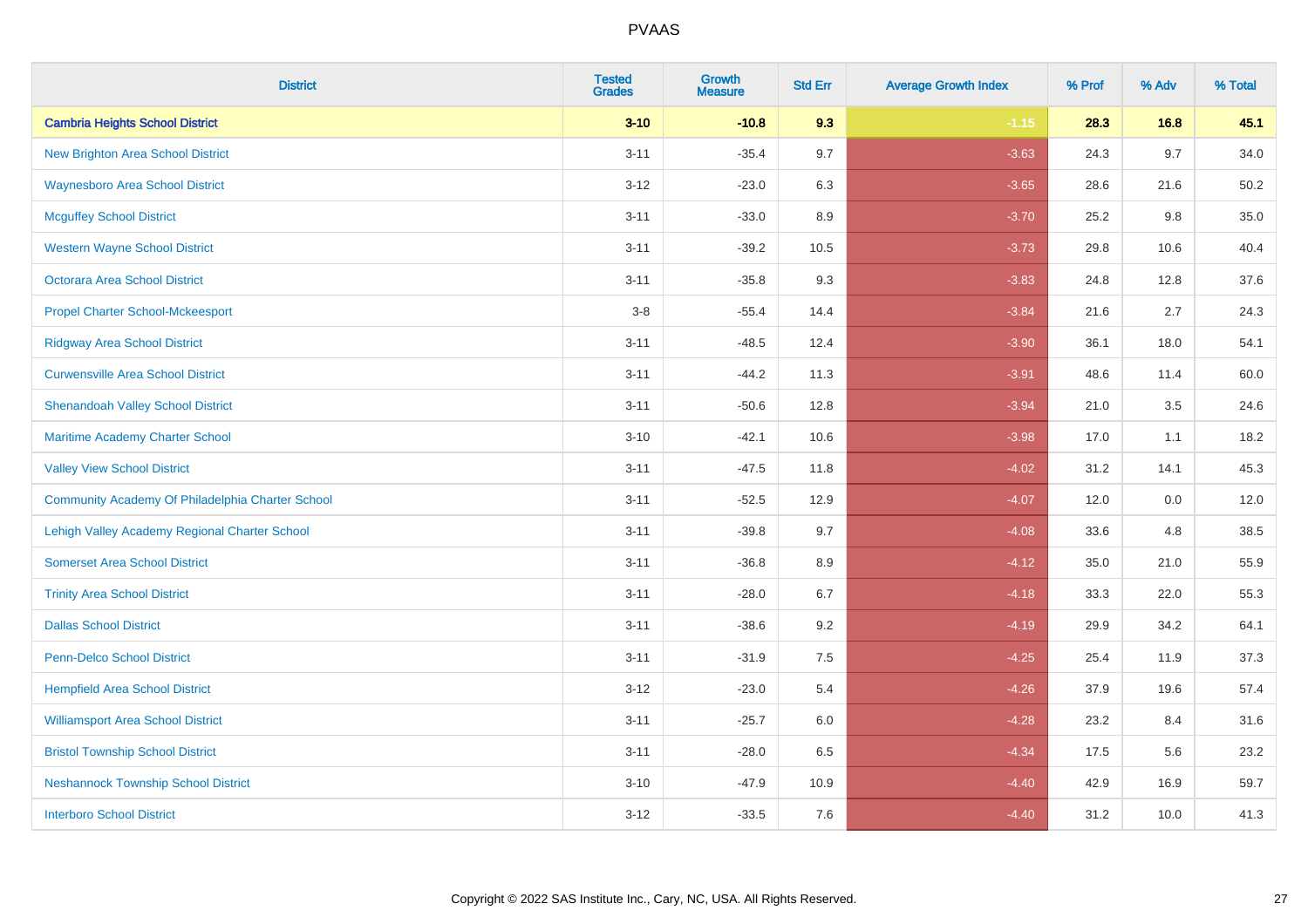# PVAAS

| District | Tested Grades | Growth Measure | Std Err | Average Growth Index | % Prof | % Adv | % Total |
|---|---|---|---|---|---|---|---|
| **Cambria Heights School District** | **3-10** | **-10.8** | **9.3** | **-1.15** | **28.3** | **16.8** | **45.1** |
| New Brighton Area School District | 3-11 | -35.4 | 9.7 | -3.63 | 24.3 | 9.7 | 34.0 |
| Waynesboro Area School District | 3-12 | -23.0 | 6.3 | -3.65 | 28.6 | 21.6 | 50.2 |
| Mcguffey School District | 3-11 | -33.0 | 8.9 | -3.70 | 25.2 | 9.8 | 35.0 |
| Western Wayne School District | 3-11 | -39.2 | 10.5 | -3.73 | 29.8 | 10.6 | 40.4 |
| Octorara Area School District | 3-11 | -35.8 | 9.3 | -3.83 | 24.8 | 12.8 | 37.6 |
| Propel Charter School-Mckeesport | 3-8 | -55.4 | 14.4 | -3.84 | 21.6 | 2.7 | 24.3 |
| Ridgway Area School District | 3-11 | -48.5 | 12.4 | -3.90 | 36.1 | 18.0 | 54.1 |
| Curwensville Area School District | 3-11 | -44.2 | 11.3 | -3.91 | 48.6 | 11.4 | 60.0 |
| Shenandoah Valley School District | 3-11 | -50.6 | 12.8 | -3.94 | 21.0 | 3.5 | 24.6 |
| Maritime Academy Charter School | 3-10 | -42.1 | 10.6 | -3.98 | 17.0 | 1.1 | 18.2 |
| Valley View School District | 3-11 | -47.5 | 11.8 | -4.02 | 31.2 | 14.1 | 45.3 |
| Community Academy Of Philadelphia Charter School | 3-11 | -52.5 | 12.9 | -4.07 | 12.0 | 0.0 | 12.0 |
| Lehigh Valley Academy Regional Charter School | 3-11 | -39.8 | 9.7 | -4.08 | 33.6 | 4.8 | 38.5 |
| Somerset Area School District | 3-11 | -36.8 | 8.9 | -4.12 | 35.0 | 21.0 | 55.9 |
| Trinity Area School District | 3-11 | -28.0 | 6.7 | -4.18 | 33.3 | 22.0 | 55.3 |
| Dallas School District | 3-11 | -38.6 | 9.2 | -4.19 | 29.9 | 34.2 | 64.1 |
| Penn-Delco School District | 3-11 | -31.9 | 7.5 | -4.25 | 25.4 | 11.9 | 37.3 |
| Hempfield Area School District | 3-12 | -23.0 | 5.4 | -4.26 | 37.9 | 19.6 | 57.4 |
| Williamsport Area School District | 3-11 | -25.7 | 6.0 | -4.28 | 23.2 | 8.4 | 31.6 |
| Bristol Township School District | 3-11 | -28.0 | 6.5 | -4.34 | 17.5 | 5.6 | 23.2 |
| Neshannock Township School District | 3-10 | -47.9 | 10.9 | -4.40 | 42.9 | 16.9 | 59.7 |
| Interboro School District | 3-12 | -33.5 | 7.6 | -4.40 | 31.2 | 10.0 | 41.3 |

Copyright © 2022 SAS Institute Inc., Cary, NC, USA. All Rights Reserved.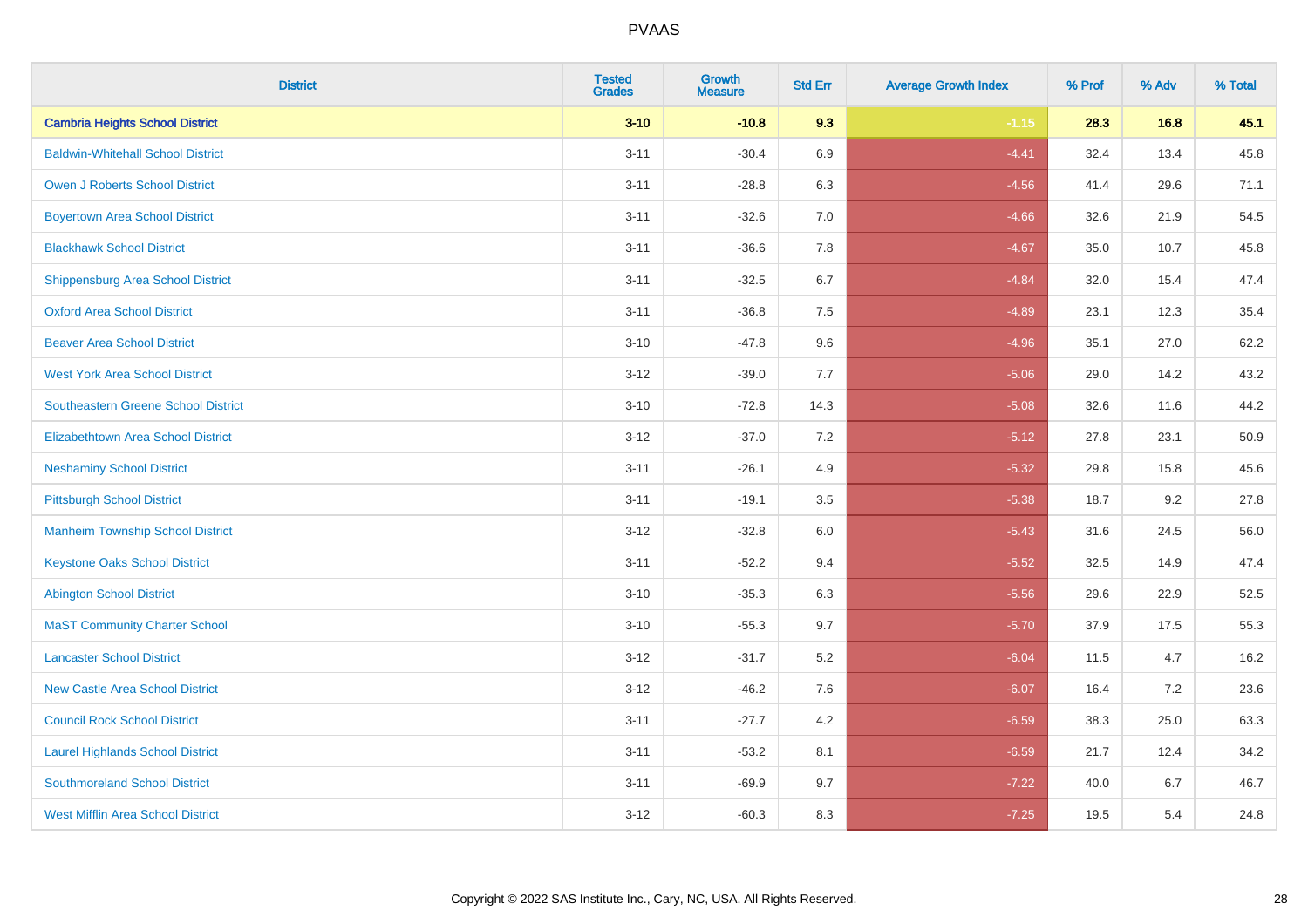| District | Tested Grades | Growth Measure | Std Err | Average Growth Index | % Prof | % Adv | % Total |
|---|---|---|---|---|---|---|---|
| **Cambria Heights School District** | **3-10** | **-10.8** | **9.3** | **-1.15** | **28.3** | **16.8** | **45.1** |
| Baldwin-Whitehall School District | 3-11 | -30.4 | 6.9 | -4.41 | 32.4 | 13.4 | 45.8 |
| Owen J Roberts School District | 3-11 | -28.8 | 6.3 | -4.56 | 41.4 | 29.6 | 71.1 |
| Boyertown Area School District | 3-11 | -32.6 | 7.0 | -4.66 | 32.6 | 21.9 | 54.5 |
| Blackhawk School District | 3-11 | -36.6 | 7.8 | -4.67 | 35.0 | 10.7 | 45.8 |
| Shippensburg Area School District | 3-11 | -32.5 | 6.7 | -4.84 | 32.0 | 15.4 | 47.4 |
| Oxford Area School District | 3-11 | -36.8 | 7.5 | -4.89 | 23.1 | 12.3 | 35.4 |
| Beaver Area School District | 3-10 | -47.8 | 9.6 | -4.96 | 35.1 | 27.0 | 62.2 |
| West York Area School District | 3-12 | -39.0 | 7.7 | -5.06 | 29.0 | 14.2 | 43.2 |
| Southeastern Greene School District | 3-10 | -72.8 | 14.3 | -5.08 | 32.6 | 11.6 | 44.2 |
| Elizabethtown Area School District | 3-12 | -37.0 | 7.2 | -5.12 | 27.8 | 23.1 | 50.9 |
| Neshaminy School District | 3-11 | -26.1 | 4.9 | -5.32 | 29.8 | 15.8 | 45.6 |
| Pittsburgh School District | 3-11 | -19.1 | 3.5 | -5.38 | 18.7 | 9.2 | 27.8 |
| Manheim Township School District | 3-12 | -32.8 | 6.0 | -5.43 | 31.6 | 24.5 | 56.0 |
| Keystone Oaks School District | 3-11 | -52.2 | 9.4 | -5.52 | 32.5 | 14.9 | 47.4 |
| Abington School District | 3-10 | -35.3 | 6.3 | -5.56 | 29.6 | 22.9 | 52.5 |
| MaST Community Charter School | 3-10 | -55.3 | 9.7 | -5.70 | 37.9 | 17.5 | 55.3 |
| Lancaster School District | 3-12 | -31.7 | 5.2 | -6.04 | 11.5 | 4.7 | 16.2 |
| New Castle Area School District | 3-12 | -46.2 | 7.6 | -6.07 | 16.4 | 7.2 | 23.6 |
| Council Rock School District | 3-11 | -27.7 | 4.2 | -6.59 | 38.3 | 25.0 | 63.3 |
| Laurel Highlands School District | 3-11 | -53.2 | 8.1 | -6.59 | 21.7 | 12.4 | 34.2 |
| Southmoreland School District | 3-11 | -69.9 | 9.7 | -7.22 | 40.0 | 6.7 | 46.7 |
| West Mifflin Area School District | 3-12 | -60.3 | 8.3 | -7.25 | 19.5 | 5.4 | 24.8 |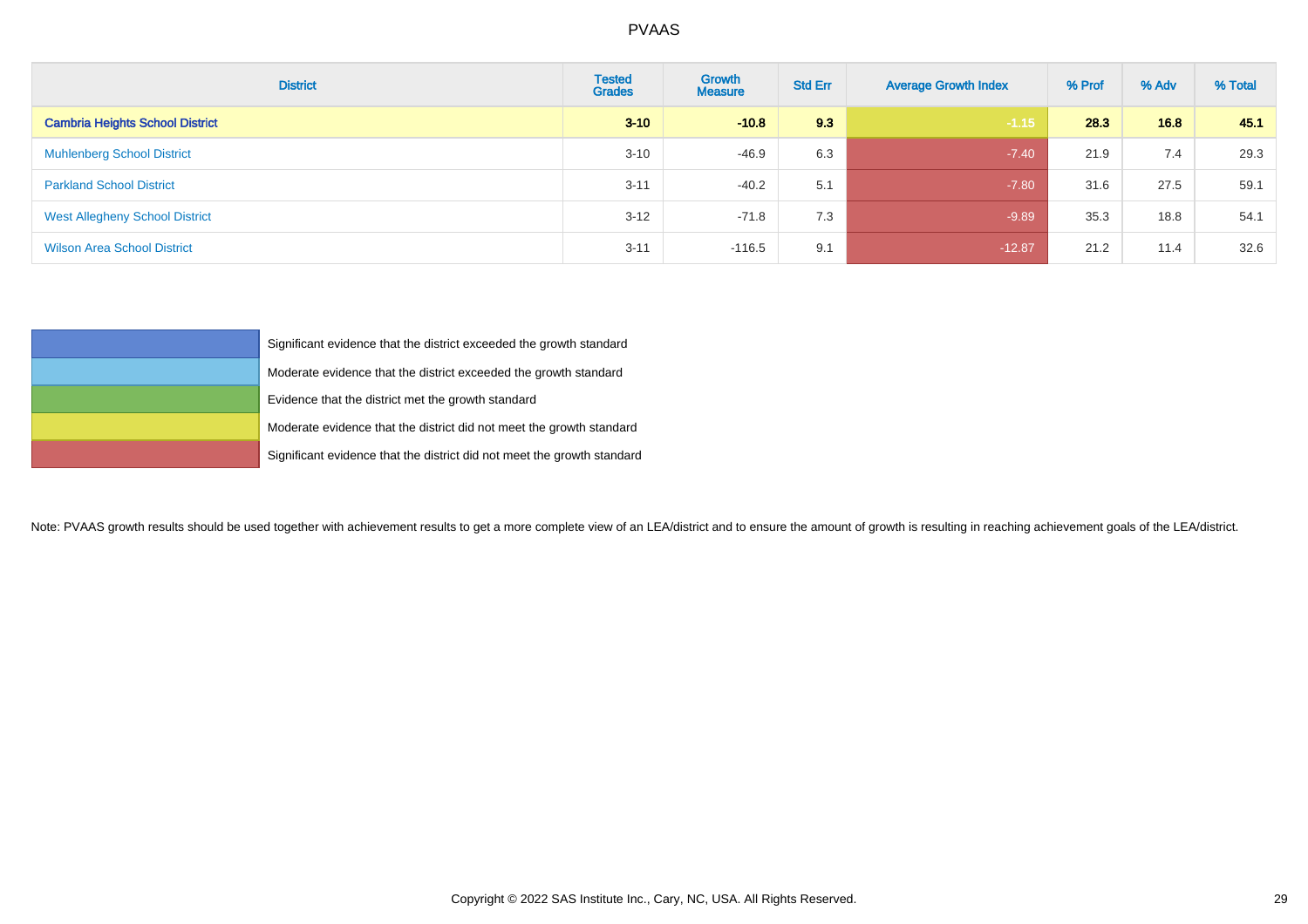PVAAS

| District | Tested Grades | Growth Measure | Std Err | Average Growth Index | % Prof | % Adv | % Total |
|---|---|---|---|---|---|---|---|
| **Cambria Heights School District** | **3-10** | **-10.8** | **9.3** | **-1.15** | **28.3** | **16.8** | **45.1** |
| Muhlenberg School District | 3-10 | -46.9 | 6.3 | -7.40 | 21.9 | 7.4 | 29.3 |
| Parkland School District | 3-11 | -40.2 | 5.1 | -7.80 | 31.6 | 27.5 | 59.1 |
| West Allegheny School District | 3-12 | -71.8 | 7.3 | -9.89 | 35.3 | 18.8 | 54.1 |
| Wilson Area School District | 3-11 | -116.5 | 9.1 | -12.87 | 21.2 | 11.4 | 32.6 |

Significant evidence that the district exceeded the growth standard

Moderate evidence that the district exceeded the growth standard

Evidence that the district met the growth standard

Moderate evidence that the district did not meet the growth standard

Significant evidence that the district did not meet the growth standard

Note: PVAAS growth results should be used together with achievement results to get a more complete view of an LEA/district and to ensure the amount of growth is resulting in reaching achievement goals of the LEA/district.

Copyright © 2022 SAS Institute Inc., Cary, NC, USA. All Rights Reserved.